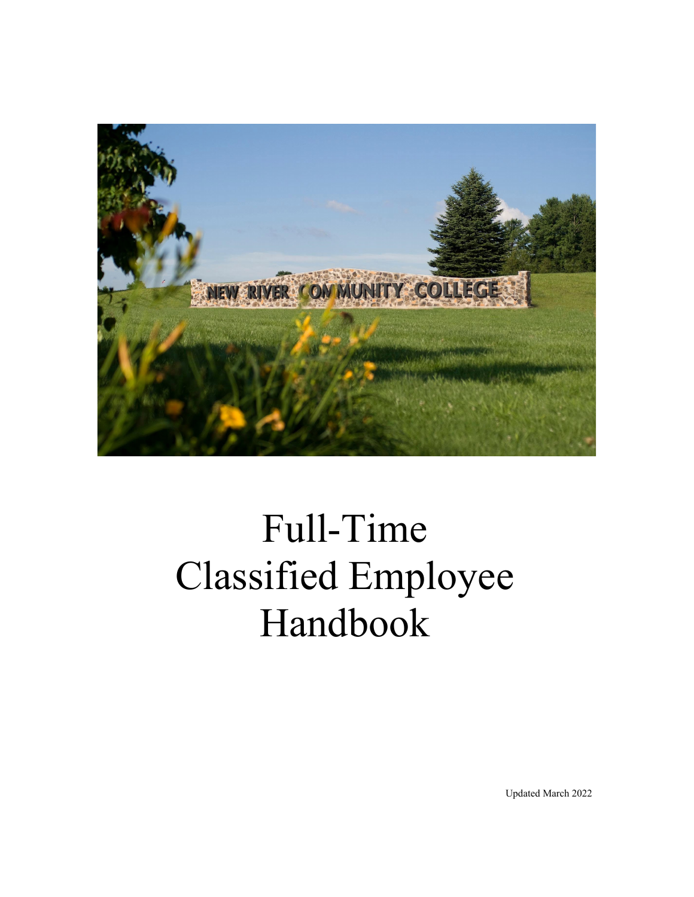# Full-Time Classified Employee Handbook

Updated March 2022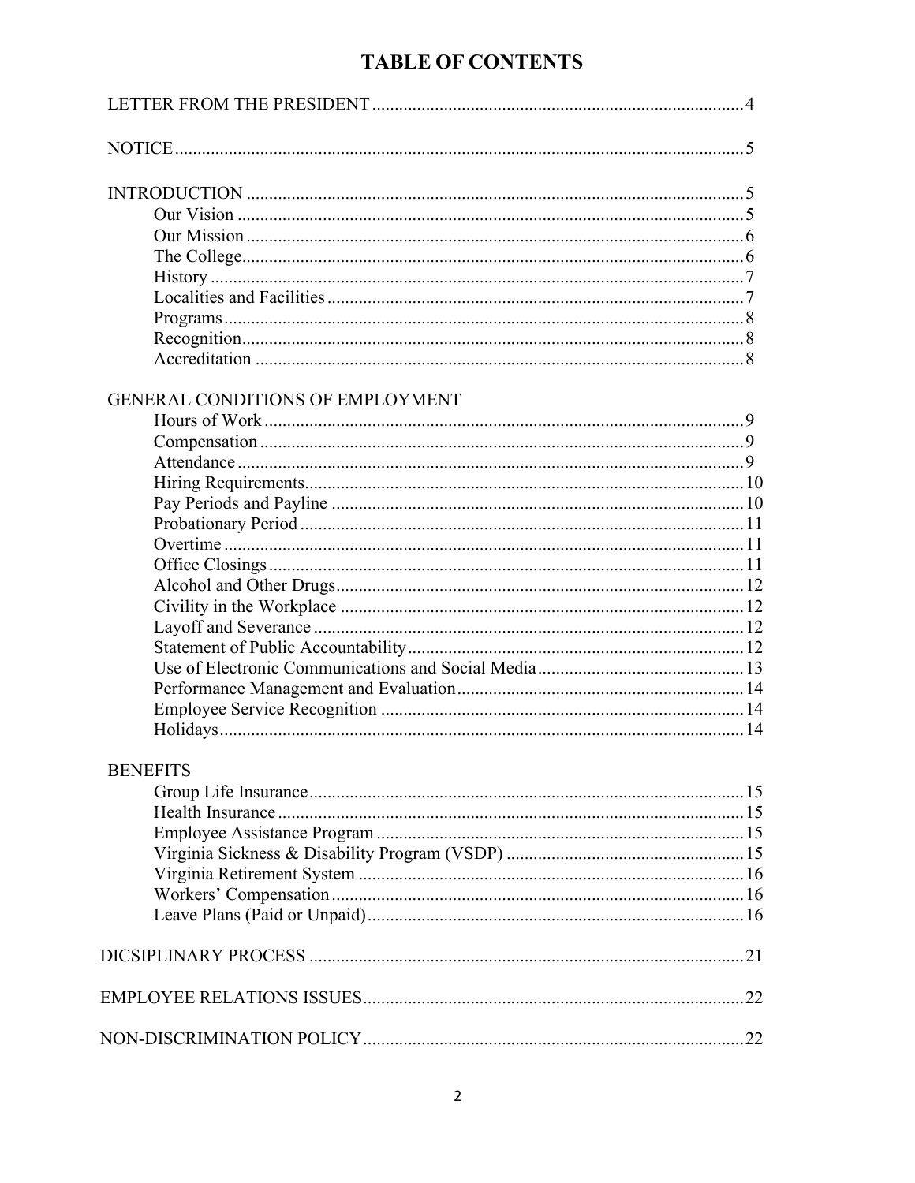# TABLE OF CONTENTS

LETTER FROM THE PRESIDENT .................................................................................... 4

NOTICE ................................................................................................................. 5

INTRODUCTION ..................................................................................................... 5
- Our Vision ........................................................................................................ 5
- Our Mission ...................................................................................................... 6
- The College ....................................................................................................... 6
- History ............................................................................................................. 7
- Localities and Facilities ...................................................................................... 7
- Programs .......................................................................................................... 8
- Recognition ...................................................................................................... 8
- Accreditation .................................................................................................... 8

GENERAL CONDITIONS OF EMPLOYMENT
- Hours of Work .................................................................................................. 9
- Compensation ................................................................................................... 9
- Attendance ....................................................................................................... 9
- Hiring Requirements ......................................................................................... 10
- Pay Periods and Payline .................................................................................... 10
- Probationary Period .......................................................................................... 11
- Overtime .......................................................................................................... 11
- Office Closings ................................................................................................. 11
- Alcohol and Other Drugs ................................................................................... 12
- Civility in the Workplace ................................................................................... 12
- Layoff and Severance ........................................................................................ 12
- Statement of Public Accountability ..................................................................... 12
- Use of Electronic Communications and Social Media ............................................. 13
- Performance Management and Evaluation ............................................................. 14
- Employee Service Recognition ........................................................................... 14
- Holidays .......................................................................................................... 14

BENEFITS
- Group Life Insurance ........................................................................................ 15
- Health Insurance .............................................................................................. 15
- Employee Assistance Program ............................................................................ 15
- Virginia Sickness & Disability Program (VSDP) .................................................... 15
- Virginia Retirement System ............................................................................... 16
- Workers' Compensation ..................................................................................... 16
- Leave Plans (Paid or Unpaid) .............................................................................. 16

DICSIPLINARY PROCESS ......................................................................................... 21

EMPLOYEE RELATIONS ISSUES ................................................................................ 22

NON-DISCRIMINATION POLICY ................................................................................ 22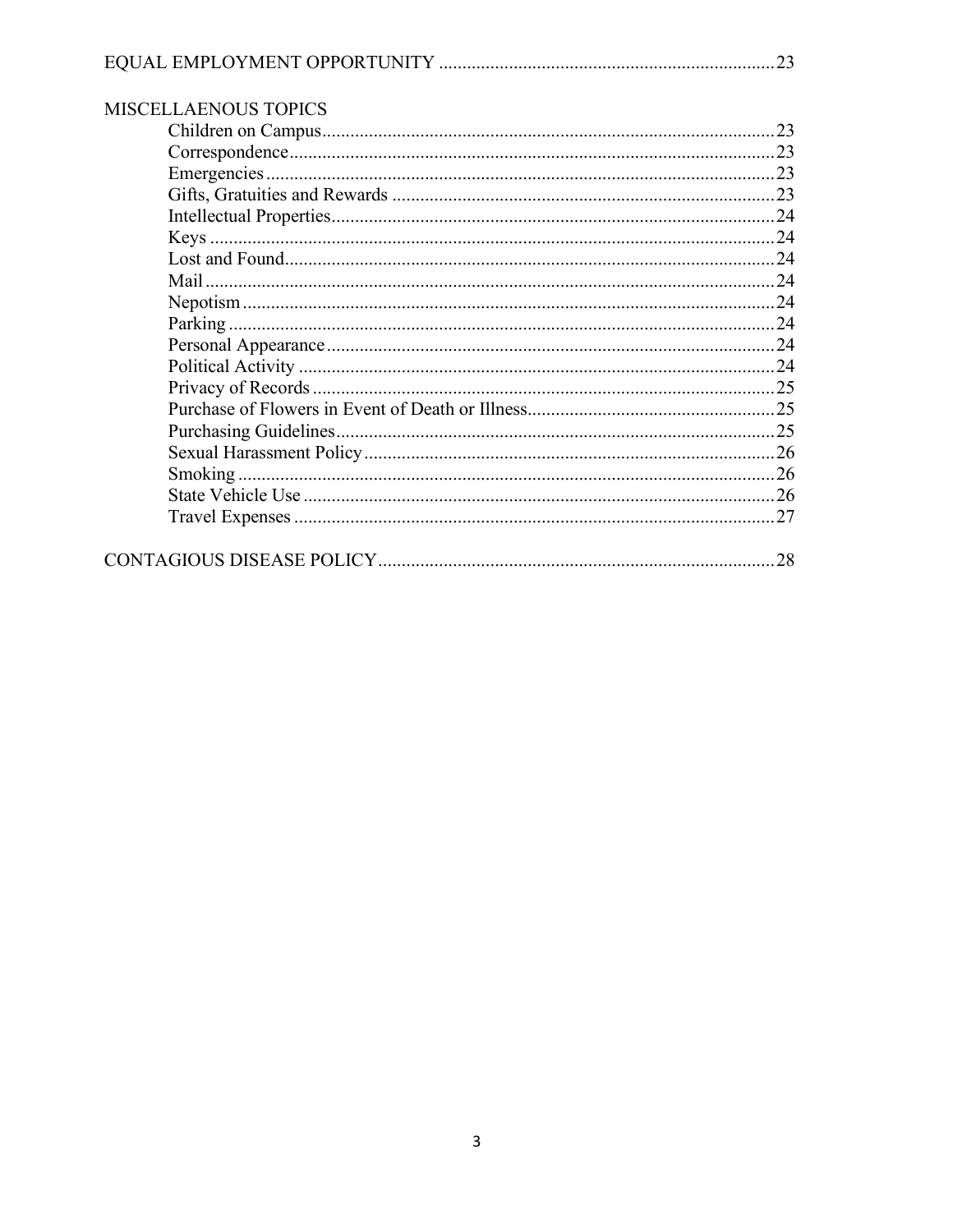EQUAL EMPLOYMENT OPPORTUNITY ....................................................................... 23

MISCELLAENOUS TOPICS

- Children on Campus ................................................................................ 23
- Correspondence ...................................................................................... 23
- Emergencies ........................................................................................... 23
- Gifts, Gratuities and Rewards ................................................................. 23
- Intellectual Properties ............................................................................. 24
- Keys ........................................................................................................ 24
- Lost and Found ....................................................................................... 24
- Mail ......................................................................................................... 24
- Nepotism ................................................................................................. 24
- Parking .................................................................................................... 24
- Personal Appearance ............................................................................... 24
- Political Activity ..................................................................................... 24
- Privacy of Records .................................................................................. 25
- Purchase of Flowers in Event of Death or Illness ..................................... 25
- Purchasing Guidelines ............................................................................. 25
- Sexual Harassment Policy ....................................................................... 26
- Smoking .................................................................................................. 26
- State Vehicle Use .................................................................................... 26
- Travel Expenses ...................................................................................... 27

CONTAGIOUS DISEASE POLICY .................................................................................. 28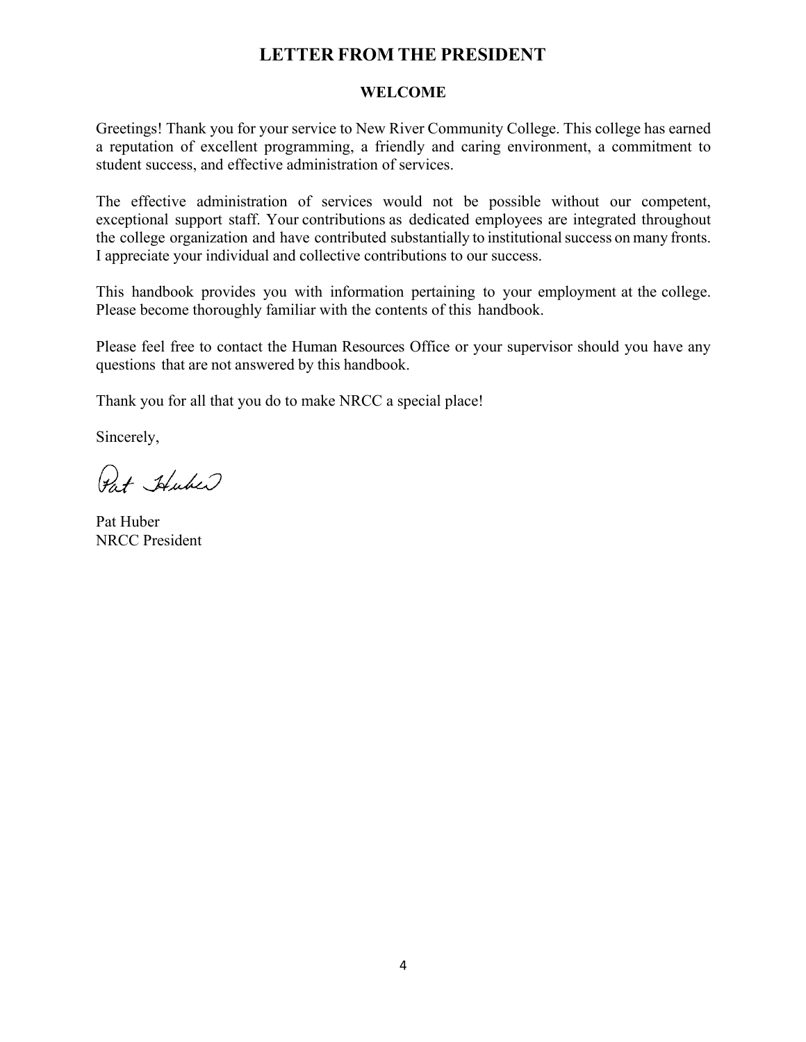# LETTER FROM THE PRESIDENT

## WELCOME

Greetings! Thank you for your service to New River Community College. This college has earned a reputation of excellent programming, a friendly and caring environment, a commitment to student success, and effective administration of services.

The effective administration of services would not be possible without our competent, exceptional support staff. Your contributions as dedicated employees are integrated throughout the college organization and have contributed substantially to institutional success on many fronts. I appreciate your individual and collective contributions to our success.

This handbook provides you with information pertaining to your employment at the college. Please become thoroughly familiar with the contents of this handbook.

Please feel free to contact the Human Resources Office or your supervisor should you have any questions that are not answered by this handbook.

Thank you for all that you do to make NRCC a special place!

Sincerely,

Pat Huber

Pat Huber
NRCC President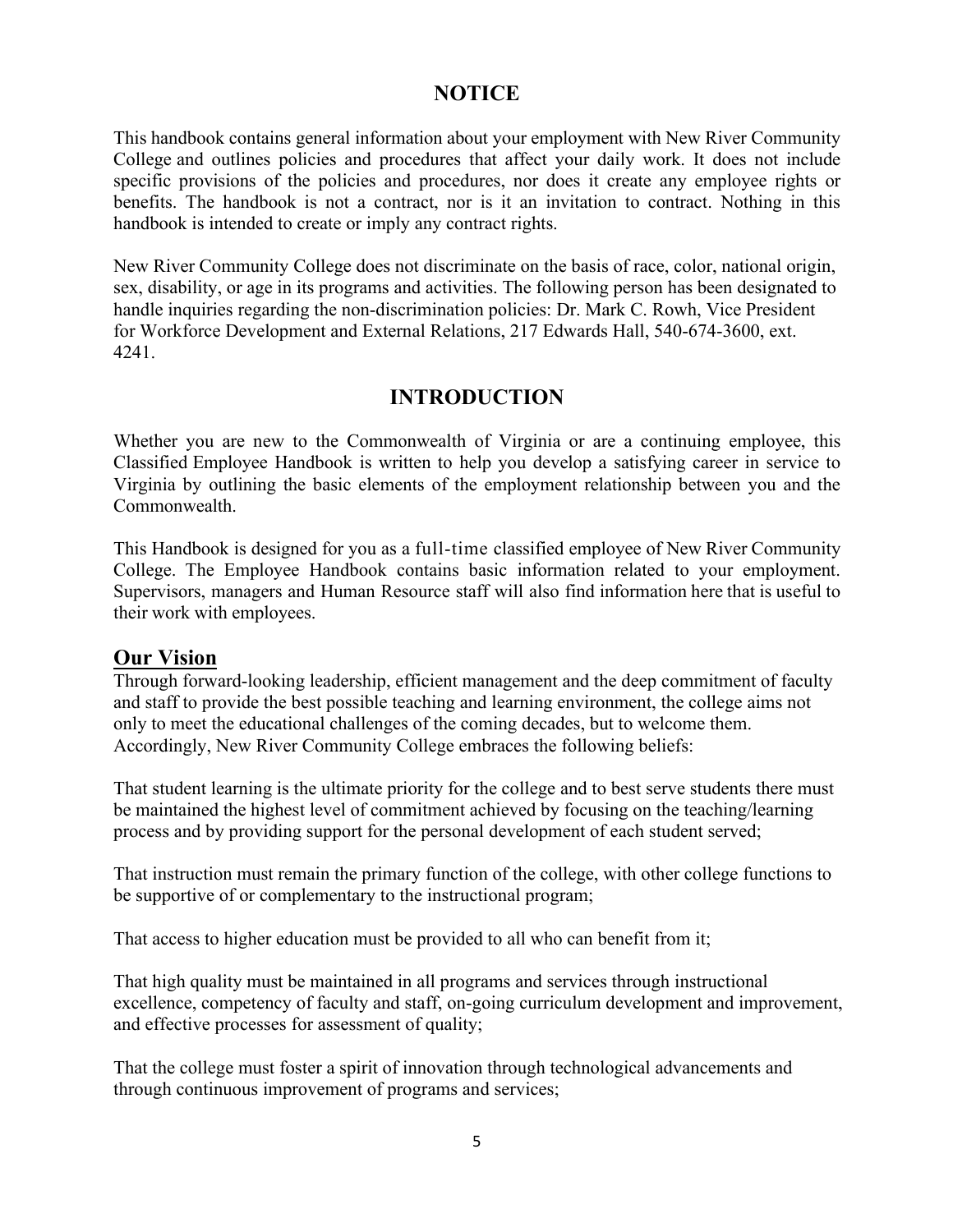## NOTICE

This handbook contains general information about your employment with New River Community College and outlines policies and procedures that affect your daily work. It does not include specific provisions of the policies and procedures, nor does it create any employee rights or benefits. The handbook is not a contract, nor is it an invitation to contract. Nothing in this handbook is intended to create or imply any contract rights.

New River Community College does not discriminate on the basis of race, color, national origin, sex, disability, or age in its programs and activities. The following person has been designated to handle inquiries regarding the non-discrimination policies: Dr. Mark C. Rowh, Vice President for Workforce Development and External Relations, 217 Edwards Hall, 540-674-3600, ext. 4241.

## INTRODUCTION

Whether you are new to the Commonwealth of Virginia or are a continuing employee, this Classified Employee Handbook is written to help you develop a satisfying career in service to Virginia by outlining the basic elements of the employment relationship between you and the Commonwealth.

This Handbook is designed for you as a full-time classified employee of New River Community College. The Employee Handbook contains basic information related to your employment. Supervisors, managers and Human Resource staff will also find information here that is useful to their work with employees.

### Our Vision

Through forward-looking leadership, efficient management and the deep commitment of faculty and staff to provide the best possible teaching and learning environment, the college aims not only to meet the educational challenges of the coming decades, but to welcome them. Accordingly, New River Community College embraces the following beliefs:

That student learning is the ultimate priority for the college and to best serve students there must be maintained the highest level of commitment achieved by focusing on the teaching/learning process and by providing support for the personal development of each student served;

That instruction must remain the primary function of the college, with other college functions to be supportive of or complementary to the instructional program;

That access to higher education must be provided to all who can benefit from it;

That high quality must be maintained in all programs and services through instructional excellence, competency of faculty and staff, on-going curriculum development and improvement, and effective processes for assessment of quality;

That the college must foster a spirit of innovation through technological advancements and through continuous improvement of programs and services;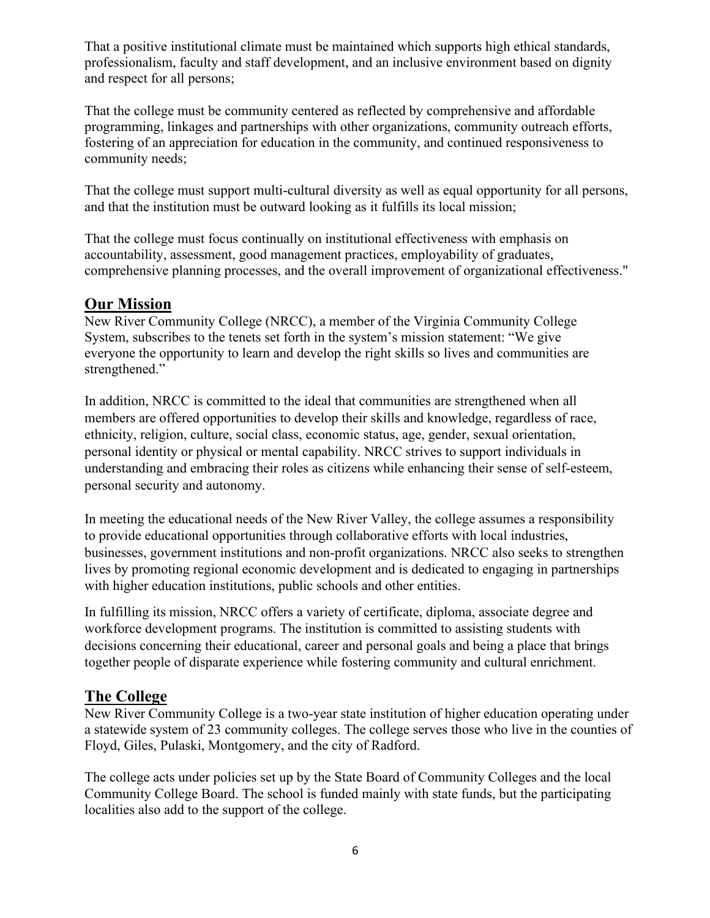That a positive institutional climate must be maintained which supports high ethical standards, professionalism, faculty and staff development, and an inclusive environment based on dignity and respect for all persons;

That the college must be community centered as reflected by comprehensive and affordable programming, linkages and partnerships with other organizations, community outreach efforts, fostering of an appreciation for education in the community, and continued responsiveness to community needs;

That the college must support multi-cultural diversity as well as equal opportunity for all persons, and that the institution must be outward looking as it fulfills its local mission;

That the college must focus continually on institutional effectiveness with emphasis on accountability, assessment, good management practices, employability of graduates, comprehensive planning processes, and the overall improvement of organizational effectiveness."

## Our Mission

New River Community College (NRCC), a member of the Virginia Community College System, subscribes to the tenets set forth in the system's mission statement: "We give everyone the opportunity to learn and develop the right skills so lives and communities are strengthened."

In addition, NRCC is committed to the ideal that communities are strengthened when all members are offered opportunities to develop their skills and knowledge, regardless of race, ethnicity, religion, culture, social class, economic status, age, gender, sexual orientation, personal identity or physical or mental capability. NRCC strives to support individuals in understanding and embracing their roles as citizens while enhancing their sense of self-esteem, personal security and autonomy.

In meeting the educational needs of the New River Valley, the college assumes a responsibility to provide educational opportunities through collaborative efforts with local industries, businesses, government institutions and non-profit organizations. NRCC also seeks to strengthen lives by promoting regional economic development and is dedicated to engaging in partnerships with higher education institutions, public schools and other entities.

In fulfilling its mission, NRCC offers a variety of certificate, diploma, associate degree and workforce development programs. The institution is committed to assisting students with decisions concerning their educational, career and personal goals and being a place that brings together people of disparate experience while fostering community and cultural enrichment.

## The College

New River Community College is a two-year state institution of higher education operating under a statewide system of 23 community colleges. The college serves those who live in the counties of Floyd, Giles, Pulaski, Montgomery, and the city of Radford.

The college acts under policies set up by the State Board of Community Colleges and the local Community College Board. The school is funded mainly with state funds, but the participating localities also add to the support of the college.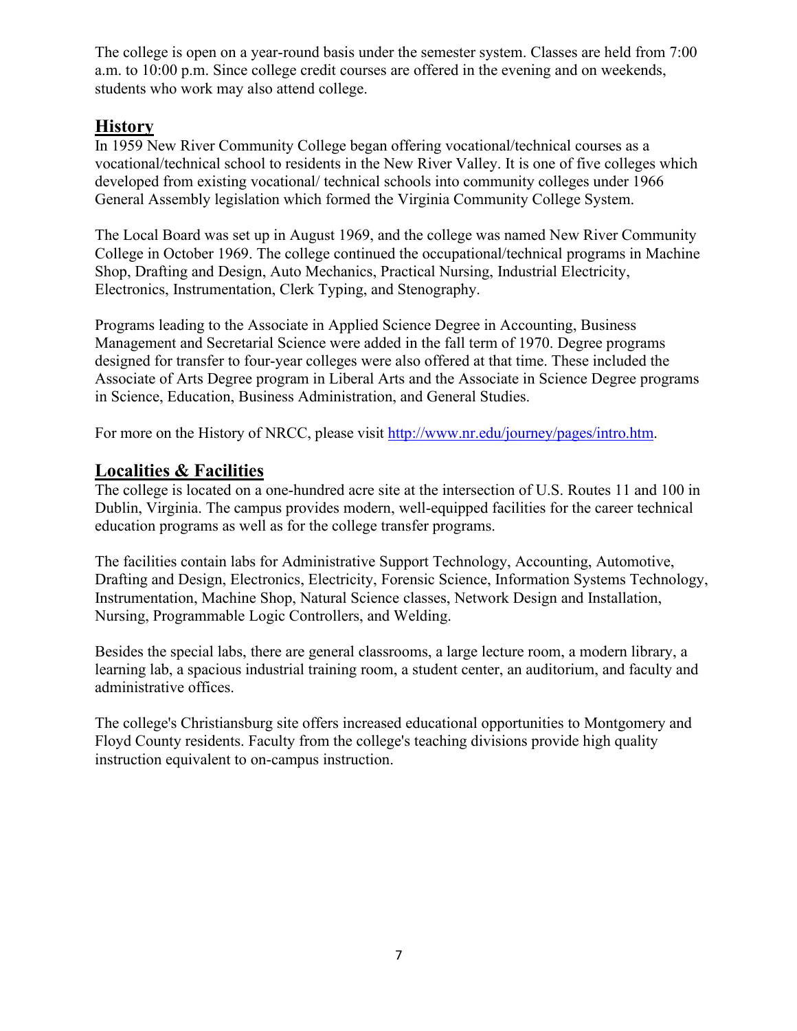The college is open on a year-round basis under the semester system. Classes are held from 7:00 a.m. to 10:00 p.m. Since college credit courses are offered in the evening and on weekends, students who work may also attend college.

## History

In 1959 New River Community College began offering vocational/technical courses as a vocational/technical school to residents in the New River Valley. It is one of five colleges which developed from existing vocational/ technical schools into community colleges under 1966 General Assembly legislation which formed the Virginia Community College System.

The Local Board was set up in August 1969, and the college was named New River Community College in October 1969. The college continued the occupational/technical programs in Machine Shop, Drafting and Design, Auto Mechanics, Practical Nursing, Industrial Electricity, Electronics, Instrumentation, Clerk Typing, and Stenography.

Programs leading to the Associate in Applied Science Degree in Accounting, Business Management and Secretarial Science were added in the fall term of 1970. Degree programs designed for transfer to four-year colleges were also offered at that time. These included the Associate of Arts Degree program in Liberal Arts and the Associate in Science Degree programs in Science, Education, Business Administration, and General Studies.

For more on the History of NRCC, please visit [http://www.nr.edu/journey/pages/intro.htm](http://www.nr.edu/journey/pages/intro.htm).

## Localities & Facilities

The college is located on a one-hundred acre site at the intersection of U.S. Routes 11 and 100 in Dublin, Virginia. The campus provides modern, well-equipped facilities for the career technical education programs as well as for the college transfer programs.

The facilities contain labs for Administrative Support Technology, Accounting, Automotive, Drafting and Design, Electronics, Electricity, Forensic Science, Information Systems Technology, Instrumentation, Machine Shop, Natural Science classes, Network Design and Installation, Nursing, Programmable Logic Controllers, and Welding.

Besides the special labs, there are general classrooms, a large lecture room, a modern library, a learning lab, a spacious industrial training room, a student center, an auditorium, and faculty and administrative offices.

The college's Christiansburg site offers increased educational opportunities to Montgomery and Floyd County residents. Faculty from the college's teaching divisions provide high quality instruction equivalent to on-campus instruction.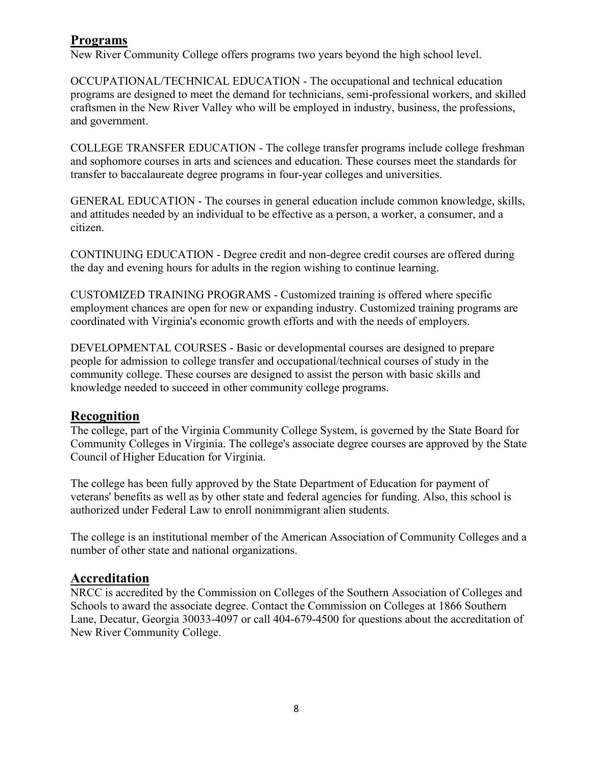## Programs

New River Community College offers programs two years beyond the high school level.

OCCUPATIONAL/TECHNICAL EDUCATION - The occupational and technical education programs are designed to meet the demand for technicians, semi-professional workers, and skilled craftsmen in the New River Valley who will be employed in industry, business, the professions, and government.

COLLEGE TRANSFER EDUCATION - The college transfer programs include college freshman and sophomore courses in arts and sciences and education. These courses meet the standards for transfer to baccalaureate degree programs in four-year colleges and universities.

GENERAL EDUCATION - The courses in general education include common knowledge, skills, and attitudes needed by an individual to be effective as a person, a worker, a consumer, and a citizen.

CONTINUING EDUCATION - Degree credit and non-degree credit courses are offered during the day and evening hours for adults in the region wishing to continue learning.

CUSTOMIZED TRAINING PROGRAMS - Customized training is offered where specific employment chances are open for new or expanding industry. Customized training programs are coordinated with Virginia's economic growth efforts and with the needs of employers.

DEVELOPMENTAL COURSES - Basic or developmental courses are designed to prepare people for admission to college transfer and occupational/technical courses of study in the community college. These courses are designed to assist the person with basic skills and knowledge needed to succeed in other community college programs.

## Recognition

The college, part of the Virginia Community College System, is governed by the State Board for Community Colleges in Virginia. The college's associate degree courses are approved by the State Council of Higher Education for Virginia.

The college has been fully approved by the State Department of Education for payment of veterans' benefits as well as by other state and federal agencies for funding. Also, this school is authorized under Federal Law to enroll nonimmigrant alien students.

The college is an institutional member of the American Association of Community Colleges and a number of other state and national organizations.

## Accreditation

NRCC is accredited by the Commission on Colleges of the Southern Association of Colleges and Schools to award the associate degree. Contact the Commission on Colleges at 1866 Southern Lane, Decatur, Georgia 30033-4097 or call 404-679-4500 for questions about the accreditation of New River Community College.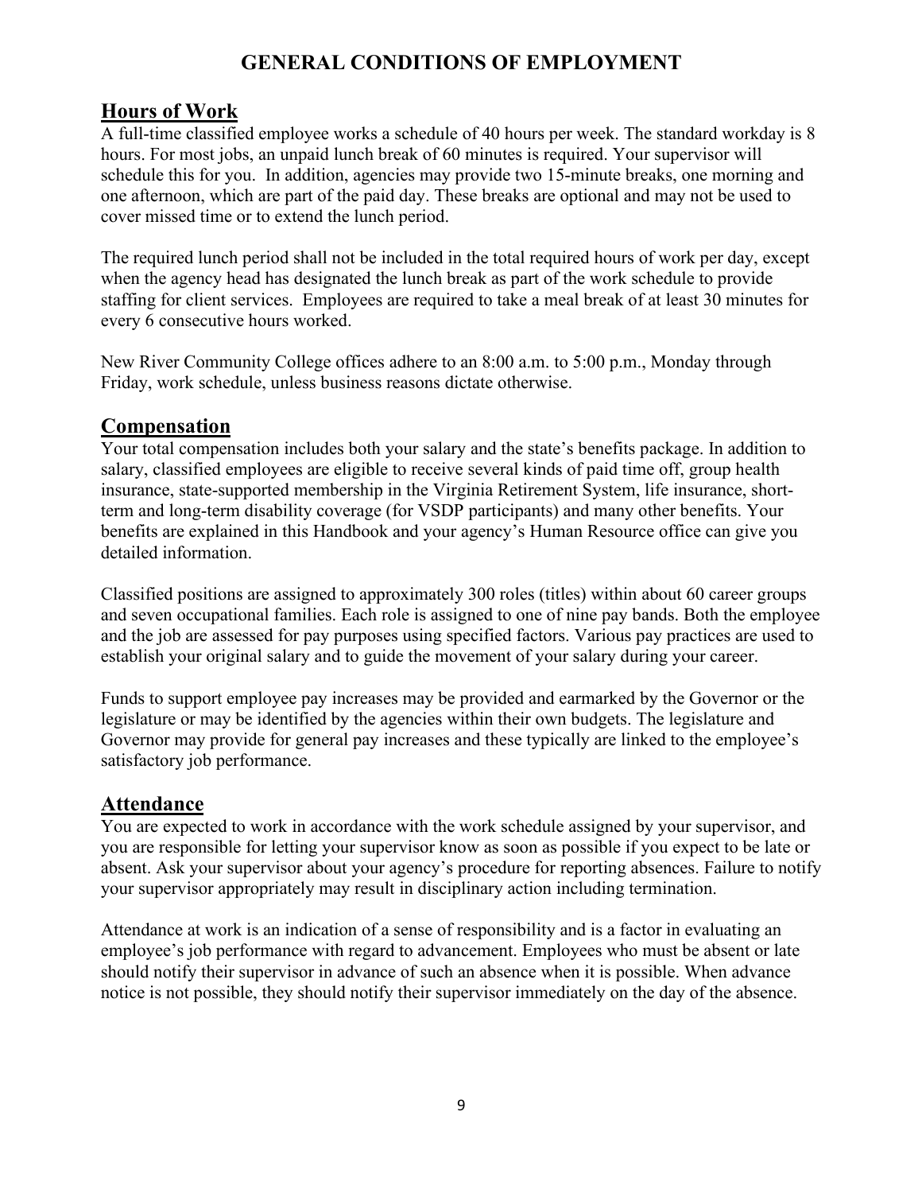# GENERAL CONDITIONS OF EMPLOYMENT

## Hours of Work

A full-time classified employee works a schedule of 40 hours per week. The standard workday is 8 hours. For most jobs, an unpaid lunch break of 60 minutes is required. Your supervisor will schedule this for you. In addition, agencies may provide two 15-minute breaks, one morning and one afternoon, which are part of the paid day. These breaks are optional and may not be used to cover missed time or to extend the lunch period.

The required lunch period shall not be included in the total required hours of work per day, except when the agency head has designated the lunch break as part of the work schedule to provide staffing for client services. Employees are required to take a meal break of at least 30 minutes for every 6 consecutive hours worked.

New River Community College offices adhere to an 8:00 a.m. to 5:00 p.m., Monday through Friday, work schedule, unless business reasons dictate otherwise.

## Compensation

Your total compensation includes both your salary and the state's benefits package. In addition to salary, classified employees are eligible to receive several kinds of paid time off, group health insurance, state-supported membership in the Virginia Retirement System, life insurance, short-term and long-term disability coverage (for VSDP participants) and many other benefits. Your benefits are explained in this Handbook and your agency's Human Resource office can give you detailed information.

Classified positions are assigned to approximately 300 roles (titles) within about 60 career groups and seven occupational families. Each role is assigned to one of nine pay bands. Both the employee and the job are assessed for pay purposes using specified factors. Various pay practices are used to establish your original salary and to guide the movement of your salary during your career.

Funds to support employee pay increases may be provided and earmarked by the Governor or the legislature or may be identified by the agencies within their own budgets. The legislature and Governor may provide for general pay increases and these typically are linked to the employee's satisfactory job performance.

## Attendance

You are expected to work in accordance with the work schedule assigned by your supervisor, and you are responsible for letting your supervisor know as soon as possible if you expect to be late or absent. Ask your supervisor about your agency's procedure for reporting absences. Failure to notify your supervisor appropriately may result in disciplinary action including termination.

Attendance at work is an indication of a sense of responsibility and is a factor in evaluating an employee's job performance with regard to advancement. Employees who must be absent or late should notify their supervisor in advance of such an absence when it is possible. When advance notice is not possible, they should notify their supervisor immediately on the day of the absence.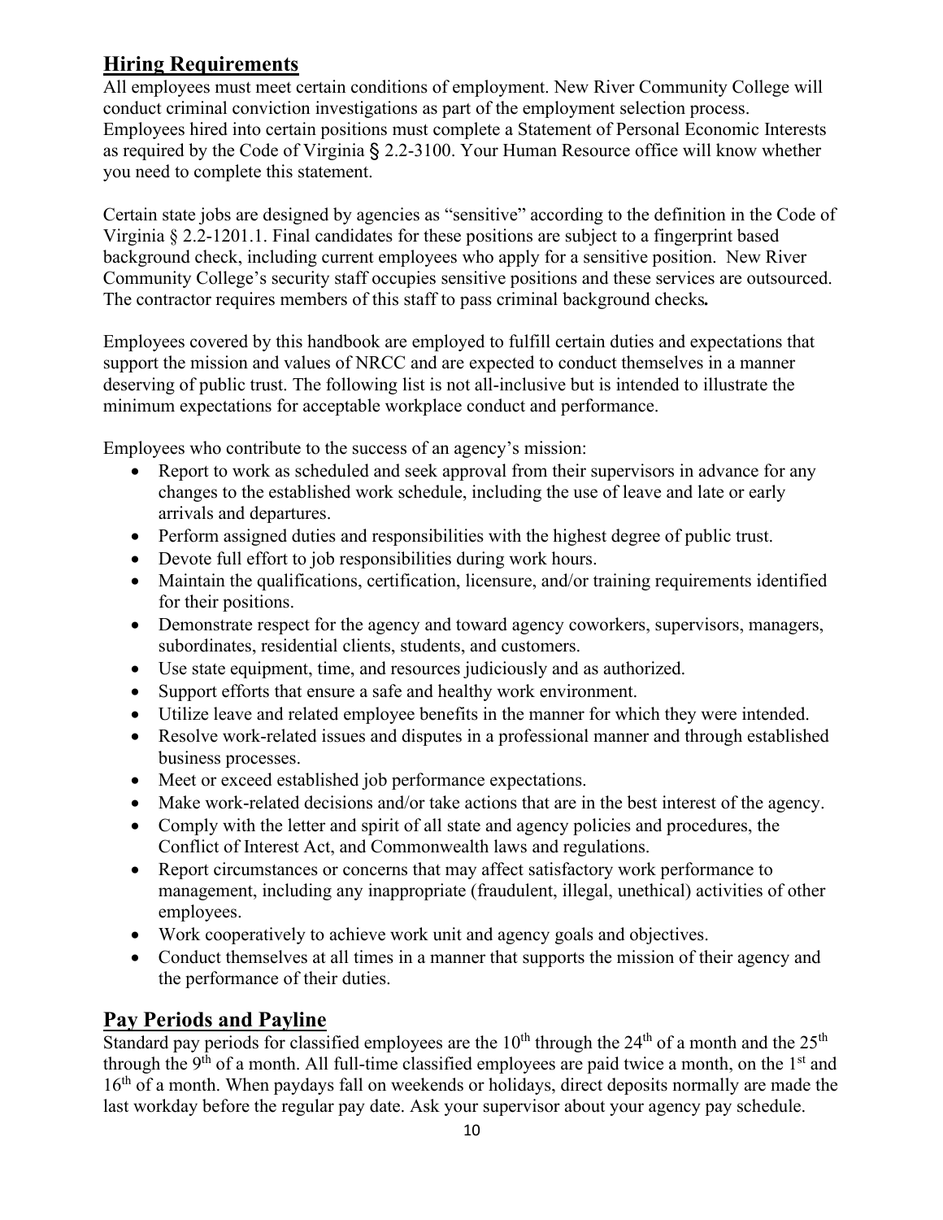## Hiring Requirements

All employees must meet certain conditions of employment. New River Community College will conduct criminal conviction investigations as part of the employment selection process. Employees hired into certain positions must complete a Statement of Personal Economic Interests as required by the Code of Virginia § 2.2-3100. Your Human Resource office will know whether you need to complete this statement.

Certain state jobs are designed by agencies as "sensitive" according to the definition in the Code of Virginia § 2.2-1201.1. Final candidates for these positions are subject to a fingerprint based background check, including current employees who apply for a sensitive position. New River Community College's security staff occupies sensitive positions and these services are outsourced. The contractor requires members of this staff to pass criminal background checks**.**

Employees covered by this handbook are employed to fulfill certain duties and expectations that support the mission and values of NRCC and are expected to conduct themselves in a manner deserving of public trust. The following list is not all-inclusive but is intended to illustrate the minimum expectations for acceptable workplace conduct and performance.

Employees who contribute to the success of an agency's mission:

- Report to work as scheduled and seek approval from their supervisors in advance for any changes to the established work schedule, including the use of leave and late or early arrivals and departures.
- Perform assigned duties and responsibilities with the highest degree of public trust.
- Devote full effort to job responsibilities during work hours.
- Maintain the qualifications, certification, licensure, and/or training requirements identified for their positions.
- Demonstrate respect for the agency and toward agency coworkers, supervisors, managers, subordinates, residential clients, students, and customers.
- Use state equipment, time, and resources judiciously and as authorized.
- Support efforts that ensure a safe and healthy work environment.
- Utilize leave and related employee benefits in the manner for which they were intended.
- Resolve work-related issues and disputes in a professional manner and through established business processes.
- Meet or exceed established job performance expectations.
- Make work-related decisions and/or take actions that are in the best interest of the agency.
- Comply with the letter and spirit of all state and agency policies and procedures, the Conflict of Interest Act, and Commonwealth laws and regulations.
- Report circumstances or concerns that may affect satisfactory work performance to management, including any inappropriate (fraudulent, illegal, unethical) activities of other employees.
- Work cooperatively to achieve work unit and agency goals and objectives.
- Conduct themselves at all times in a manner that supports the mission of their agency and the performance of their duties.

## Pay Periods and Payline

Standard pay periods for classified employees are the 10th through the 24th of a month and the 25th through the 9th of a month. All full-time classified employees are paid twice a month, on the 1st and 16th of a month. When paydays fall on weekends or holidays, direct deposits normally are made the last workday before the regular pay date. Ask your supervisor about your agency pay schedule.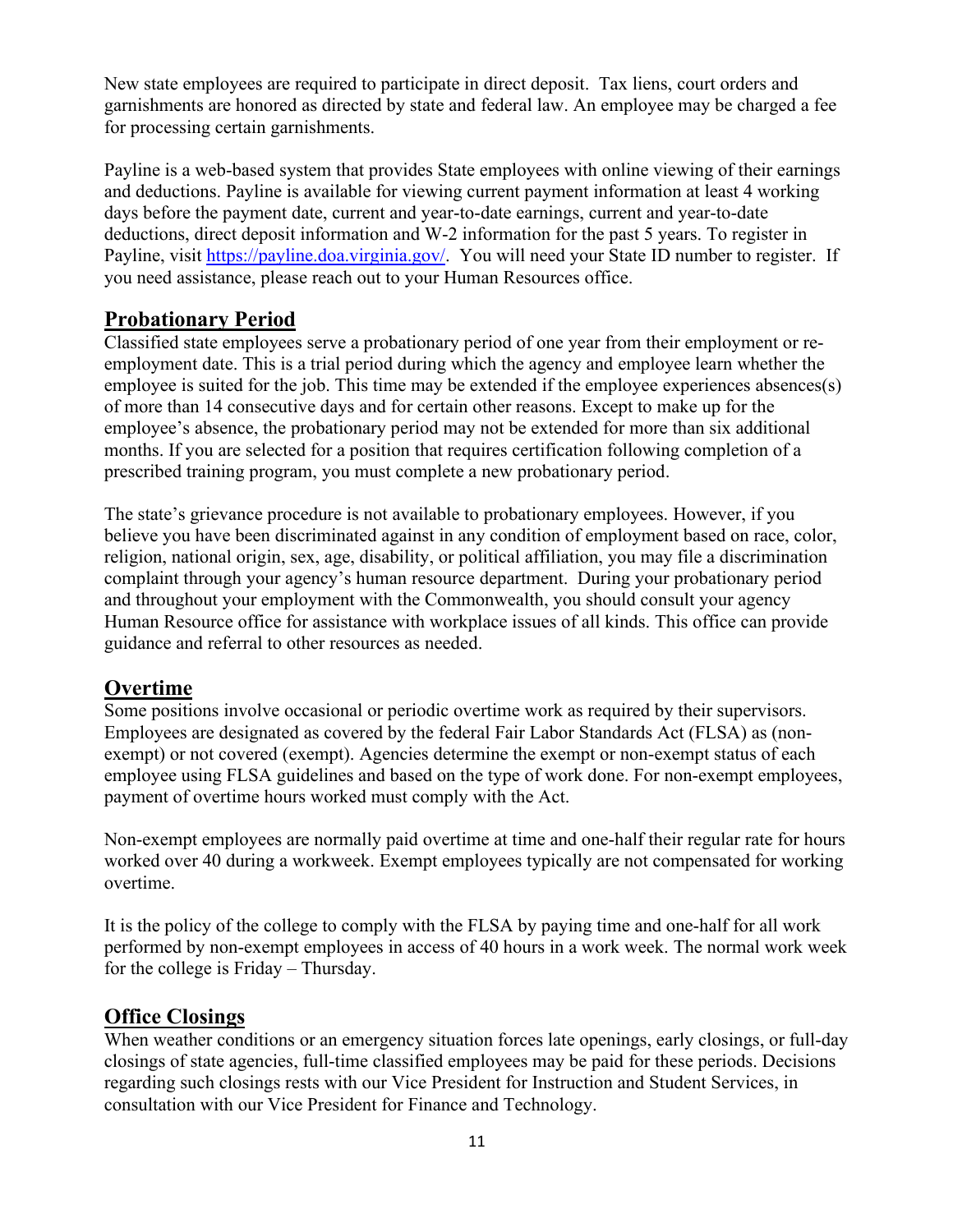New state employees are required to participate in direct deposit. Tax liens, court orders and garnishments are honored as directed by state and federal law. An employee may be charged a fee for processing certain garnishments.

Payline is a web-based system that provides State employees with online viewing of their earnings and deductions. Payline is available for viewing current payment information at least 4 working days before the payment date, current and year-to-date earnings, current and year-to-date deductions, direct deposit information and W-2 information for the past 5 years. To register in Payline, visit [https://payline.doa.virginia.gov/](https://payline.doa.virginia.gov/). You will need your State ID number to register. If you need assistance, please reach out to your Human Resources office.

## Probationary Period

Classified state employees serve a probationary period of one year from their employment or re-employment date. This is a trial period during which the agency and employee learn whether the employee is suited for the job. This time may be extended if the employee experiences absences(s) of more than 14 consecutive days and for certain other reasons. Except to make up for the employee's absence, the probationary period may not be extended for more than six additional months. If you are selected for a position that requires certification following completion of a prescribed training program, you must complete a new probationary period.

The state's grievance procedure is not available to probationary employees. However, if you believe you have been discriminated against in any condition of employment based on race, color, religion, national origin, sex, age, disability, or political affiliation, you may file a discrimination complaint through your agency's human resource department. During your probationary period and throughout your employment with the Commonwealth, you should consult your agency Human Resource office for assistance with workplace issues of all kinds. This office can provide guidance and referral to other resources as needed.

## Overtime

Some positions involve occasional or periodic overtime work as required by their supervisors. Employees are designated as covered by the federal Fair Labor Standards Act (FLSA) as (non-exempt) or not covered (exempt). Agencies determine the exempt or non-exempt status of each employee using FLSA guidelines and based on the type of work done. For non-exempt employees, payment of overtime hours worked must comply with the Act.

Non-exempt employees are normally paid overtime at time and one-half their regular rate for hours worked over 40 during a workweek. Exempt employees typically are not compensated for working overtime.

It is the policy of the college to comply with the FLSA by paying time and one-half for all work performed by non-exempt employees in access of 40 hours in a work week. The normal work week for the college is Friday – Thursday.

## Office Closings

When weather conditions or an emergency situation forces late openings, early closings, or full-day closings of state agencies, full-time classified employees may be paid for these periods. Decisions regarding such closings rests with our Vice President for Instruction and Student Services, in consultation with our Vice President for Finance and Technology.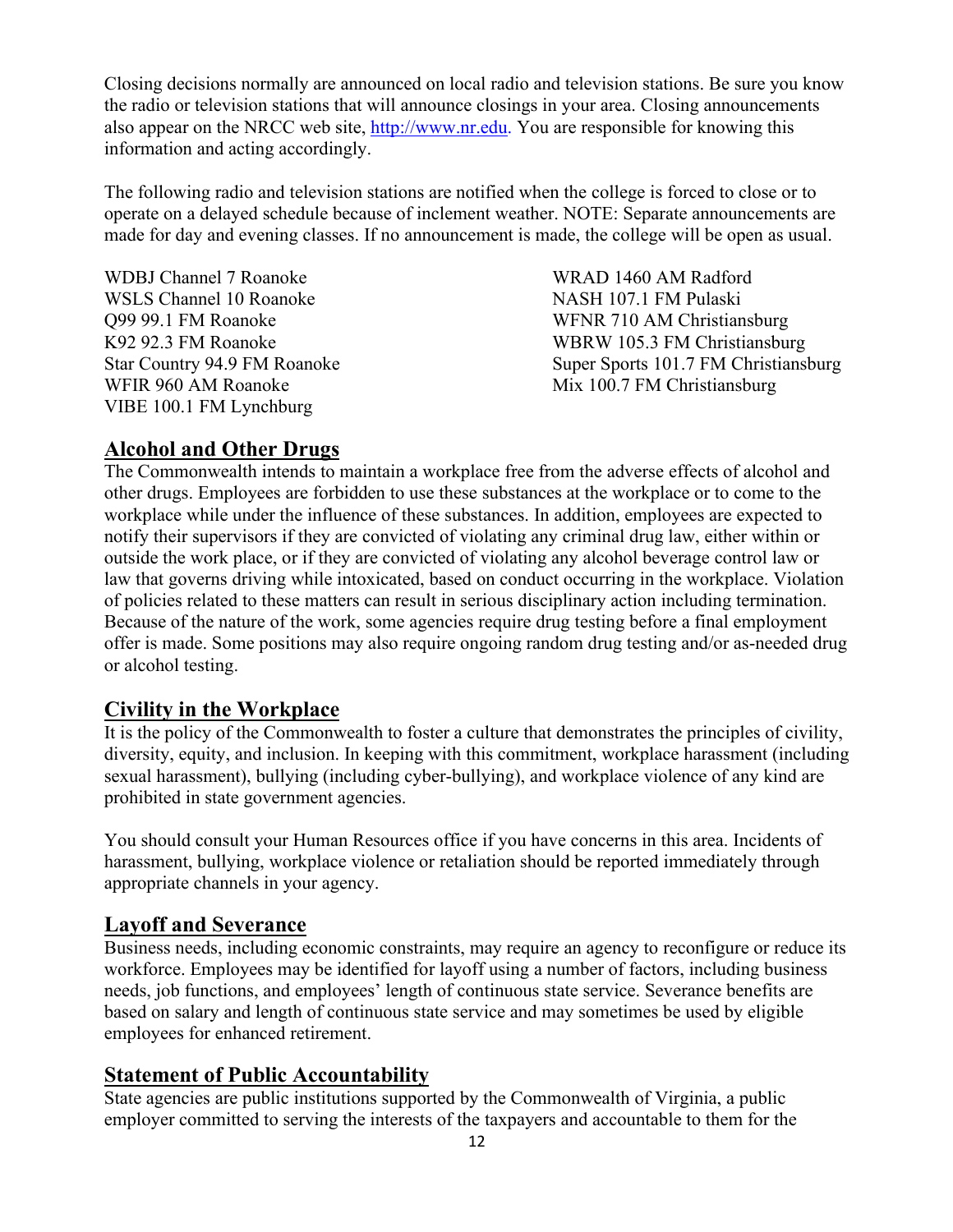Closing decisions normally are announced on local radio and television stations. Be sure you know the radio or television stations that will announce closings in your area. Closing announcements also appear on the NRCC web site, [http://www.nr.edu](http://www.nr.edu). You are responsible for knowing this information and acting accordingly.

The following radio and television stations are notified when the college is forced to close or to operate on a delayed schedule because of inclement weather. NOTE: Separate announcements are made for day and evening classes. If no announcement is made, the college will be open as usual.

WDBJ Channel 7 Roanoke
WSLS Channel 10 Roanoke
Q99 99.1 FM Roanoke
K92 92.3 FM Roanoke
Star Country 94.9 FM Roanoke
WFIR 960 AM Roanoke
VIBE 100.1 FM Lynchburg
WRAD 1460 AM Radford
NASH 107.1 FM Pulaski
WFNR 710 AM Christiansburg
WBRW 105.3 FM Christiansburg
Super Sports 101.7 FM Christiansburg
Mix 100.7 FM Christiansburg

## Alcohol and Other Drugs

The Commonwealth intends to maintain a workplace free from the adverse effects of alcohol and other drugs. Employees are forbidden to use these substances at the workplace or to come to the workplace while under the influence of these substances. In addition, employees are expected to notify their supervisors if they are convicted of violating any criminal drug law, either within or outside the work place, or if they are convicted of violating any alcohol beverage control law or law that governs driving while intoxicated, based on conduct occurring in the workplace. Violation of policies related to these matters can result in serious disciplinary action including termination. Because of the nature of the work, some agencies require drug testing before a final employment offer is made. Some positions may also require ongoing random drug testing and/or as-needed drug or alcohol testing.

## Civility in the Workplace

It is the policy of the Commonwealth to foster a culture that demonstrates the principles of civility, diversity, equity, and inclusion. In keeping with this commitment, workplace harassment (including sexual harassment), bullying (including cyber-bullying), and workplace violence of any kind are prohibited in state government agencies.

You should consult your Human Resources office if you have concerns in this area. Incidents of harassment, bullying, workplace violence or retaliation should be reported immediately through appropriate channels in your agency.

## Layoff and Severance

Business needs, including economic constraints, may require an agency to reconfigure or reduce its workforce. Employees may be identified for layoff using a number of factors, including business needs, job functions, and employees' length of continuous state service. Severance benefits are based on salary and length of continuous state service and may sometimes be used by eligible employees for enhanced retirement.

## Statement of Public Accountability

State agencies are public institutions supported by the Commonwealth of Virginia, a public employer committed to serving the interests of the taxpayers and accountable to them for the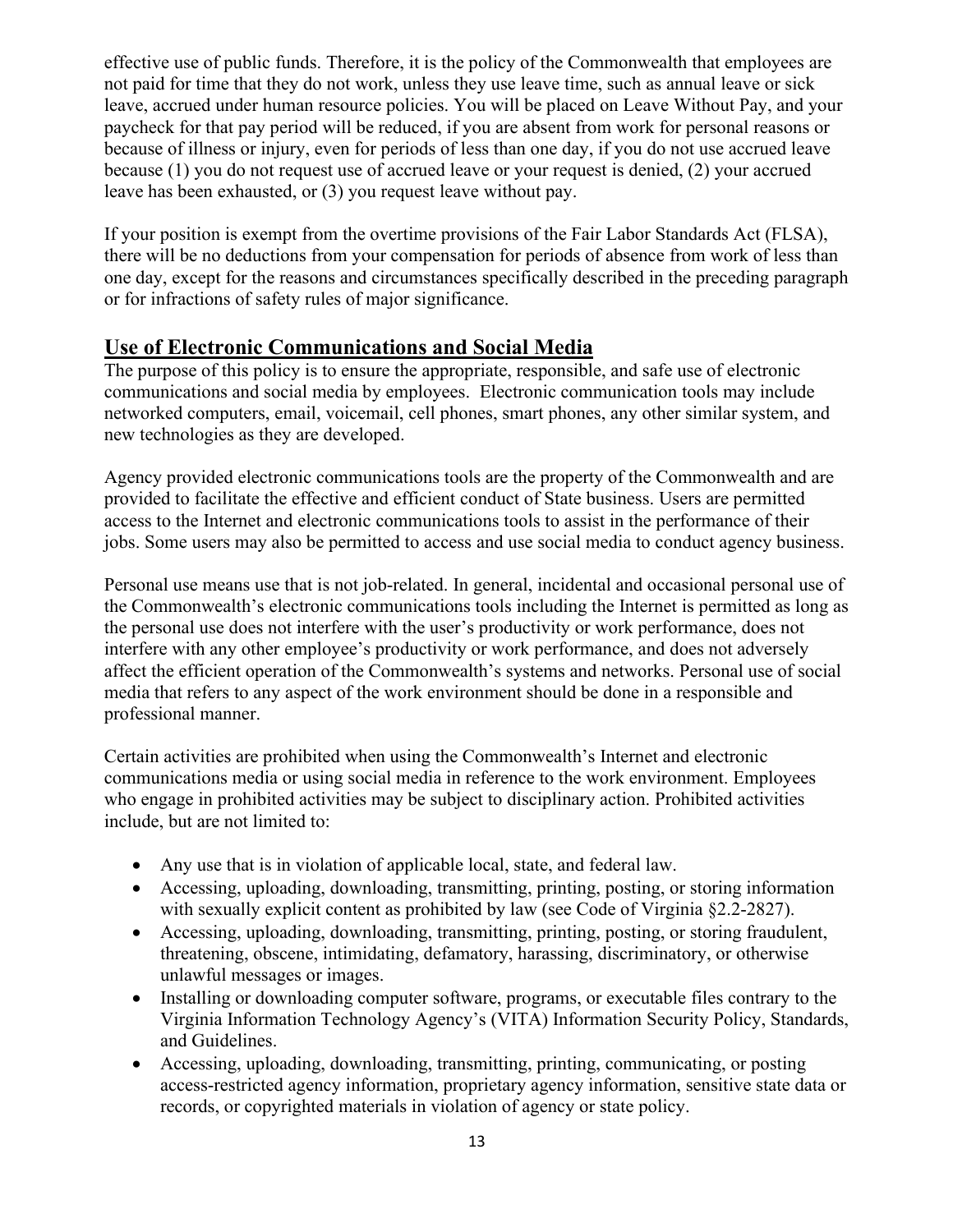effective use of public funds. Therefore, it is the policy of the Commonwealth that employees are not paid for time that they do not work, unless they use leave time, such as annual leave or sick leave, accrued under human resource policies. You will be placed on Leave Without Pay, and your paycheck for that pay period will be reduced, if you are absent from work for personal reasons or because of illness or injury, even for periods of less than one day, if you do not use accrued leave because (1) you do not request use of accrued leave or your request is denied, (2) your accrued leave has been exhausted, or (3) you request leave without pay.

If your position is exempt from the overtime provisions of the Fair Labor Standards Act (FLSA), there will be no deductions from your compensation for periods of absence from work of less than one day, except for the reasons and circumstances specifically described in the preceding paragraph or for infractions of safety rules of major significance.

## Use of Electronic Communications and Social Media

The purpose of this policy is to ensure the appropriate, responsible, and safe use of electronic communications and social media by employees. Electronic communication tools may include networked computers, email, voicemail, cell phones, smart phones, any other similar system, and new technologies as they are developed.

Agency provided electronic communications tools are the property of the Commonwealth and are provided to facilitate the effective and efficient conduct of State business. Users are permitted access to the Internet and electronic communications tools to assist in the performance of their jobs. Some users may also be permitted to access and use social media to conduct agency business.

Personal use means use that is not job-related. In general, incidental and occasional personal use of the Commonwealth's electronic communications tools including the Internet is permitted as long as the personal use does not interfere with the user's productivity or work performance, does not interfere with any other employee's productivity or work performance, and does not adversely affect the efficient operation of the Commonwealth's systems and networks. Personal use of social media that refers to any aspect of the work environment should be done in a responsible and professional manner.

Certain activities are prohibited when using the Commonwealth's Internet and electronic communications media or using social media in reference to the work environment. Employees who engage in prohibited activities may be subject to disciplinary action. Prohibited activities include, but are not limited to:

- Any use that is in violation of applicable local, state, and federal law.
- Accessing, uploading, downloading, transmitting, printing, posting, or storing information with sexually explicit content as prohibited by law (see Code of Virginia §2.2-2827).
- Accessing, uploading, downloading, transmitting, printing, posting, or storing fraudulent, threatening, obscene, intimidating, defamatory, harassing, discriminatory, or otherwise unlawful messages or images.
- Installing or downloading computer software, programs, or executable files contrary to the Virginia Information Technology Agency's (VITA) Information Security Policy, Standards, and Guidelines.
- Accessing, uploading, downloading, transmitting, printing, communicating, or posting access-restricted agency information, proprietary agency information, sensitive state data or records, or copyrighted materials in violation of agency or state policy.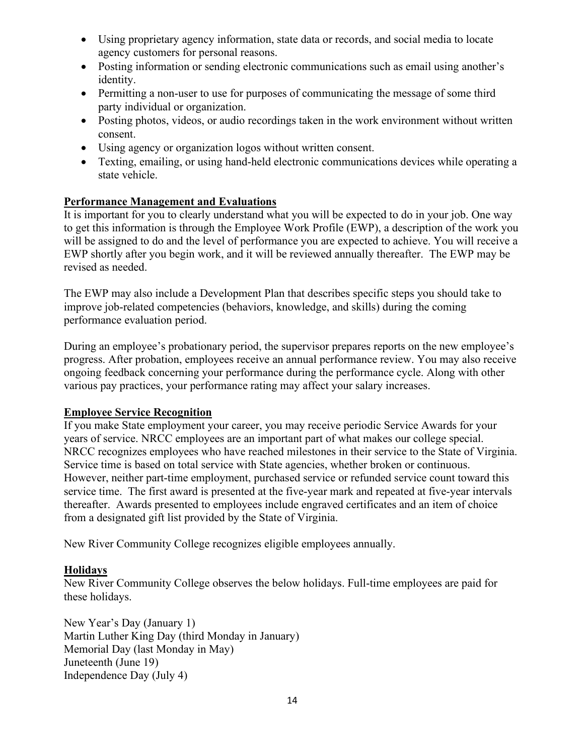- Using proprietary agency information, state data or records, and social media to locate agency customers for personal reasons.
- Posting information or sending electronic communications such as email using another's identity.
- Permitting a non-user to use for purposes of communicating the message of some third party individual or organization.
- Posting photos, videos, or audio recordings taken in the work environment without written consent.
- Using agency or organization logos without written consent.
- Texting, emailing, or using hand-held electronic communications devices while operating a state vehicle.

## Performance Management and Evaluations

It is important for you to clearly understand what you will be expected to do in your job. One way to get this information is through the Employee Work Profile (EWP), a description of the work you will be assigned to do and the level of performance you are expected to achieve. You will receive a EWP shortly after you begin work, and it will be reviewed annually thereafter. The EWP may be revised as needed.

The EWP may also include a Development Plan that describes specific steps you should take to improve job-related competencies (behaviors, knowledge, and skills) during the coming performance evaluation period.

During an employee's probationary period, the supervisor prepares reports on the new employee's progress. After probation, employees receive an annual performance review. You may also receive ongoing feedback concerning your performance during the performance cycle. Along with other various pay practices, your performance rating may affect your salary increases.

## Employee Service Recognition

If you make State employment your career, you may receive periodic Service Awards for your years of service. NRCC employees are an important part of what makes our college special. NRCC recognizes employees who have reached milestones in their service to the State of Virginia. Service time is based on total service with State agencies, whether broken or continuous. However, neither part-time employment, purchased service or refunded service count toward this service time. The first award is presented at the five-year mark and repeated at five-year intervals thereafter. Awards presented to employees include engraved certificates and an item of choice from a designated gift list provided by the State of Virginia.

New River Community College recognizes eligible employees annually.

## Holidays

New River Community College observes the below holidays. Full-time employees are paid for these holidays.

New Year's Day (January 1)
Martin Luther King Day (third Monday in January)
Memorial Day (last Monday in May)
Juneteenth (June 19)
Independence Day (July 4)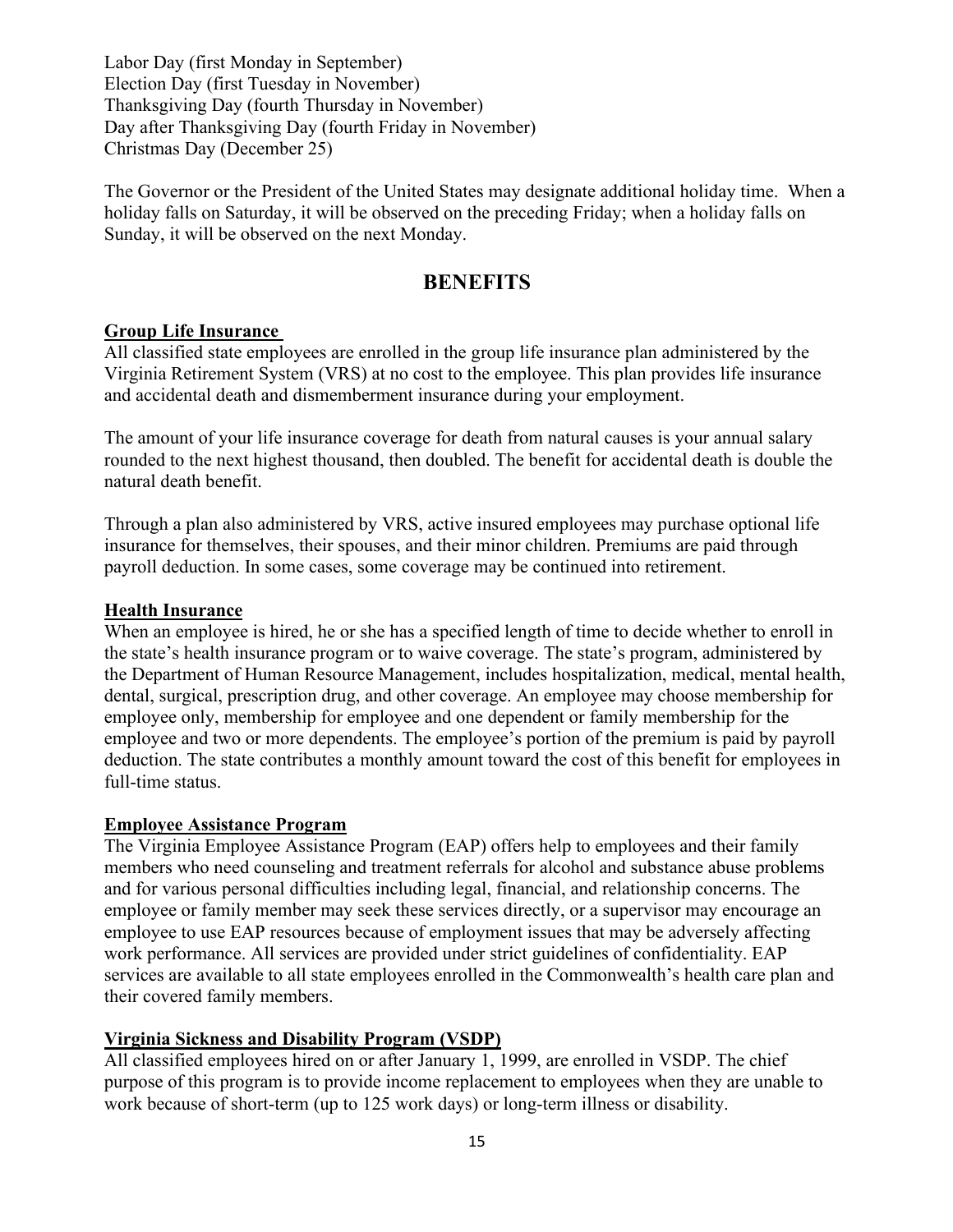Labor Day (first Monday in September)
Election Day (first Tuesday in November)
Thanksgiving Day (fourth Thursday in November)
Day after Thanksgiving Day (fourth Friday in November)
Christmas Day (December 25)

The Governor or the President of the United States may designate additional holiday time. When a holiday falls on Saturday, it will be observed on the preceding Friday; when a holiday falls on Sunday, it will be observed on the next Monday.

## BENEFITS

### Group Life Insurance

All classified state employees are enrolled in the group life insurance plan administered by the Virginia Retirement System (VRS) at no cost to the employee. This plan provides life insurance and accidental death and dismemberment insurance during your employment.

The amount of your life insurance coverage for death from natural causes is your annual salary rounded to the next highest thousand, then doubled. The benefit for accidental death is double the natural death benefit.

Through a plan also administered by VRS, active insured employees may purchase optional life insurance for themselves, their spouses, and their minor children. Premiums are paid through payroll deduction. In some cases, some coverage may be continued into retirement.

### Health Insurance

When an employee is hired, he or she has a specified length of time to decide whether to enroll in the state's health insurance program or to waive coverage. The state's program, administered by the Department of Human Resource Management, includes hospitalization, medical, mental health, dental, surgical, prescription drug, and other coverage. An employee may choose membership for employee only, membership for employee and one dependent or family membership for the employee and two or more dependents. The employee's portion of the premium is paid by payroll deduction. The state contributes a monthly amount toward the cost of this benefit for employees in full-time status.

### Employee Assistance Program

The Virginia Employee Assistance Program (EAP) offers help to employees and their family members who need counseling and treatment referrals for alcohol and substance abuse problems and for various personal difficulties including legal, financial, and relationship concerns. The employee or family member may seek these services directly, or a supervisor may encourage an employee to use EAP resources because of employment issues that may be adversely affecting work performance. All services are provided under strict guidelines of confidentiality. EAP services are available to all state employees enrolled in the Commonwealth's health care plan and their covered family members.

### Virginia Sickness and Disability Program (VSDP)

All classified employees hired on or after January 1, 1999, are enrolled in VSDP. The chief purpose of this program is to provide income replacement to employees when they are unable to work because of short-term (up to 125 work days) or long-term illness or disability.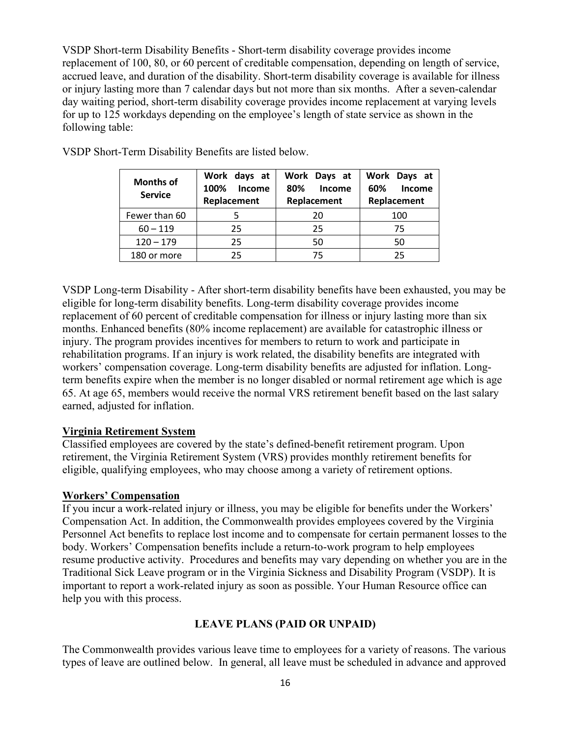VSDP Short-term Disability Benefits - Short-term disability coverage provides income replacement of 100, 80, or 60 percent of creditable compensation, depending on length of service, accrued leave, and duration of the disability. Short-term disability coverage is available for illness or injury lasting more than 7 calendar days but not more than six months. After a seven-calendar day waiting period, short-term disability coverage provides income replacement at varying levels for up to 125 workdays depending on the employee's length of state service as shown in the following table:

VSDP Short-Term Disability Benefits are listed below.

| Months of Service | Work days at 100% Income Replacement | Work Days at 80% Income Replacement | Work Days at 60% Income Replacement |
|---|---|---|---|
| Fewer than 60 | 5 | 20 | 100 |
| 60 – 119 | 25 | 25 | 75 |
| 120 – 179 | 25 | 50 | 50 |
| 180 or more | 25 | 75 | 25 |

VSDP Long-term Disability - After short-term disability benefits have been exhausted, you may be eligible for long-term disability benefits. Long-term disability coverage provides income replacement of 60 percent of creditable compensation for illness or injury lasting more than six months. Enhanced benefits (80% income replacement) are available for catastrophic illness or injury. The program provides incentives for members to return to work and participate in rehabilitation programs. If an injury is work related, the disability benefits are integrated with workers' compensation coverage. Long-term disability benefits are adjusted for inflation. Long-term benefits expire when the member is no longer disabled or normal retirement age which is age 65. At age 65, members would receive the normal VRS retirement benefit based on the last salary earned, adjusted for inflation.

**Virginia Retirement System**

Classified employees are covered by the state's defined-benefit retirement program. Upon retirement, the Virginia Retirement System (VRS) provides monthly retirement benefits for eligible, qualifying employees, who may choose among a variety of retirement options.

**Workers' Compensation**

If you incur a work-related injury or illness, you may be eligible for benefits under the Workers' Compensation Act. In addition, the Commonwealth provides employees covered by the Virginia Personnel Act benefits to replace lost income and to compensate for certain permanent losses to the body. Workers' Compensation benefits include a return-to-work program to help employees resume productive activity. Procedures and benefits may vary depending on whether you are in the Traditional Sick Leave program or in the Virginia Sickness and Disability Program (VSDP). It is important to report a work-related injury as soon as possible. Your Human Resource office can help you with this process.

## LEAVE PLANS (PAID OR UNPAID)

The Commonwealth provides various leave time to employees for a variety of reasons. The various types of leave are outlined below. In general, all leave must be scheduled in advance and approved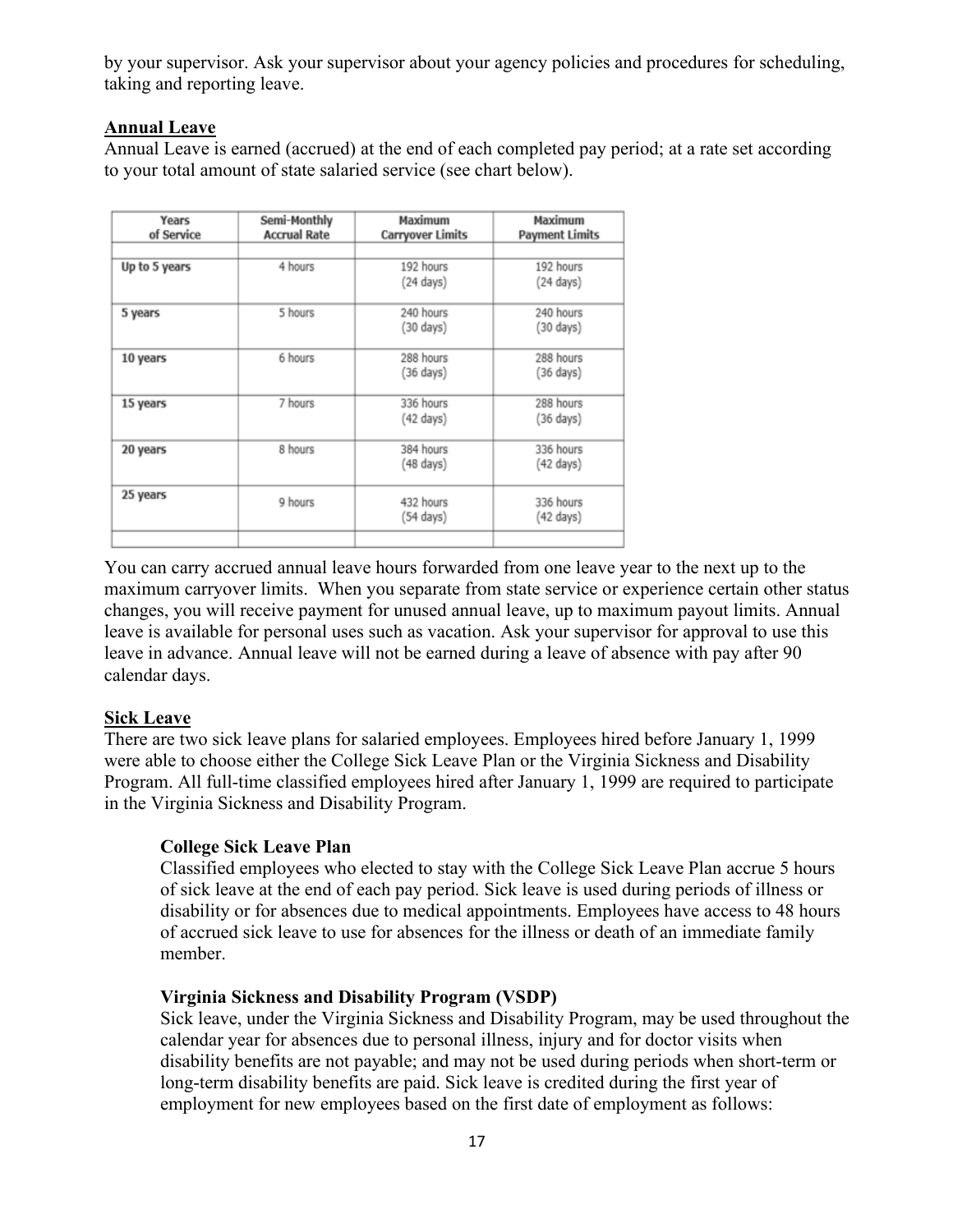by your supervisor. Ask your supervisor about your agency policies and procedures for scheduling, taking and reporting leave.

**Annual Leave**

Annual Leave is earned (accrued) at the end of each completed pay period; at a rate set according to your total amount of state salaried service (see chart below).

| Years of Service | Semi-Monthly Accrual Rate | Maximum Carryover Limits | Maximum Payment Limits |
|---|---|---|---|
| Up to 5 years | 4 hours | 192 hours (24 days) | 192 hours (24 days) |
| 5 years | 5 hours | 240 hours (30 days) | 240 hours (30 days) |
| 10 years | 6 hours | 288 hours (36 days) | 288 hours (36 days) |
| 15 years | 7 hours | 336 hours (42 days) | 288 hours (36 days) |
| 20 years | 8 hours | 384 hours (48 days) | 336 hours (42 days) |
| 25 years | 9 hours | 432 hours (54 days) | 336 hours (42 days) |

You can carry accrued annual leave hours forwarded from one leave year to the next up to the maximum carryover limits. When you separate from state service or experience certain other status changes, you will receive payment for unused annual leave, up to maximum payout limits. Annual leave is available for personal uses such as vacation. Ask your supervisor for approval to use this leave in advance. Annual leave will not be earned during a leave of absence with pay after 90 calendar days.

**Sick Leave**

There are two sick leave plans for salaried employees. Employees hired before January 1, 1999 were able to choose either the College Sick Leave Plan or the Virginia Sickness and Disability Program. All full-time classified employees hired after January 1, 1999 are required to participate in the Virginia Sickness and Disability Program.

**College Sick Leave Plan**

Classified employees who elected to stay with the College Sick Leave Plan accrue 5 hours of sick leave at the end of each pay period. Sick leave is used during periods of illness or disability or for absences due to medical appointments. Employees have access to 48 hours of accrued sick leave to use for absences for the illness or death of an immediate family member.

**Virginia Sickness and Disability Program (VSDP)**

Sick leave, under the Virginia Sickness and Disability Program, may be used throughout the calendar year for absences due to personal illness, injury and for doctor visits when disability benefits are not payable; and may not be used during periods when short-term or long-term disability benefits are paid. Sick leave is credited during the first year of employment for new employees based on the first date of employment as follows: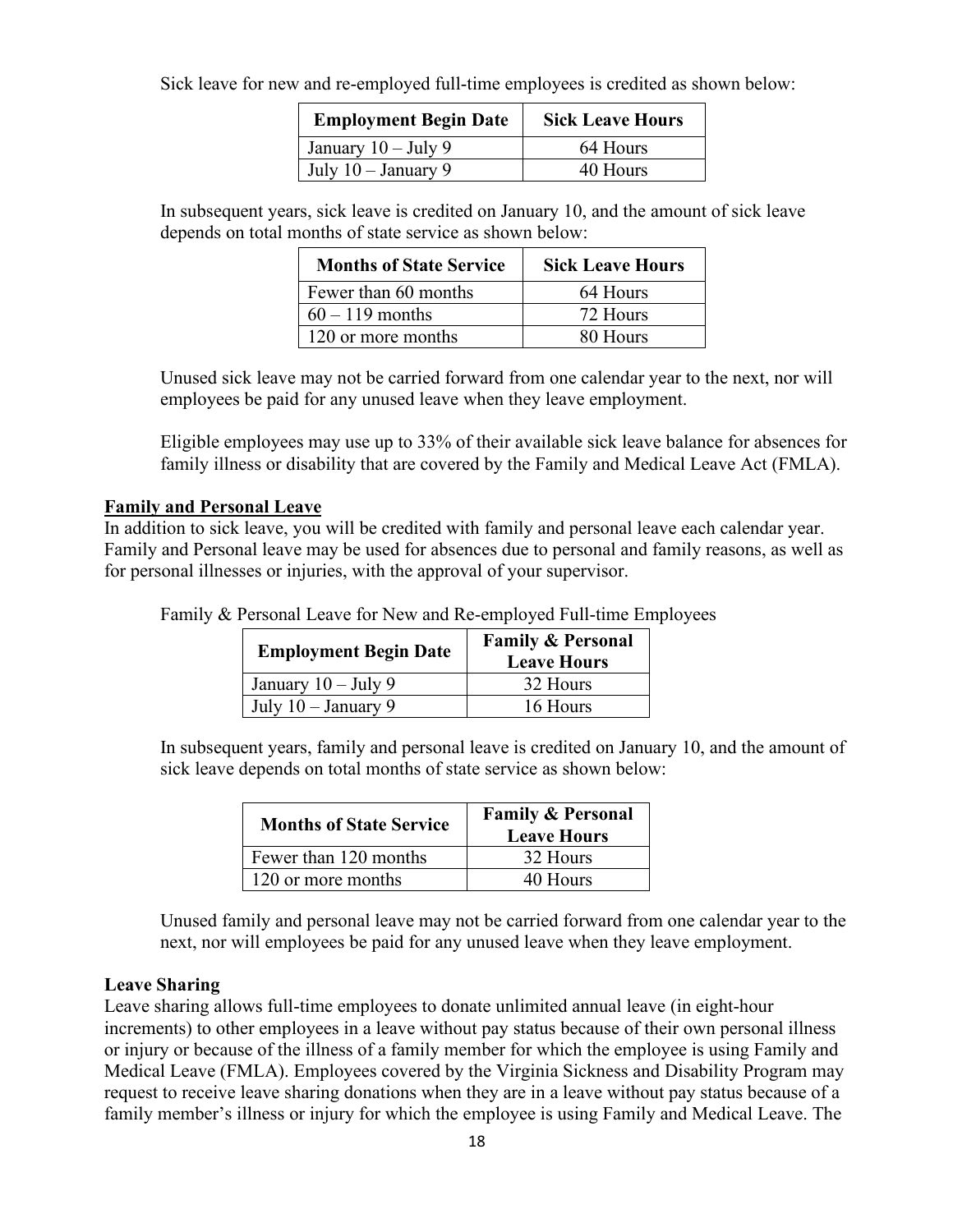Sick leave for new and re-employed full-time employees is credited as shown below:

| Employment Begin Date | Sick Leave Hours |
|---|---|
| January 10 – July 9 | 64 Hours |
| July 10 – January 9 | 40 Hours |

In subsequent years, sick leave is credited on January 10, and the amount of sick leave depends on total months of state service as shown below:

| Months of State Service | Sick Leave Hours |
|---|---|
| Fewer than 60 months | 64 Hours |
| 60 – 119 months | 72 Hours |
| 120 or more months | 80 Hours |

Unused sick leave may not be carried forward from one calendar year to the next, nor will employees be paid for any unused leave when they leave employment.

Eligible employees may use up to 33% of their available sick leave balance for absences for family illness or disability that are covered by the Family and Medical Leave Act (FMLA).

**Family and Personal Leave**

In addition to sick leave, you will be credited with family and personal leave each calendar year. Family and Personal leave may be used for absences due to personal and family reasons, as well as for personal illnesses or injuries, with the approval of your supervisor.

Family & Personal Leave for New and Re-employed Full-time Employees

| Employment Begin Date | Family & Personal Leave Hours |
|---|---|
| January 10 – July 9 | 32 Hours |
| July 10 – January 9 | 16 Hours |

In subsequent years, family and personal leave is credited on January 10, and the amount of sick leave depends on total months of state service as shown below:

| Months of State Service | Family & Personal Leave Hours |
|---|---|
| Fewer than 120 months | 32 Hours |
| 120 or more months | 40 Hours |

Unused family and personal leave may not be carried forward from one calendar year to the next, nor will employees be paid for any unused leave when they leave employment.

**Leave Sharing**

Leave sharing allows full-time employees to donate unlimited annual leave (in eight-hour increments) to other employees in a leave without pay status because of their own personal illness or injury or because of the illness of a family member for which the employee is using Family and Medical Leave (FMLA). Employees covered by the Virginia Sickness and Disability Program may request to receive leave sharing donations when they are in a leave without pay status because of a family member's illness or injury for which the employee is using Family and Medical Leave. The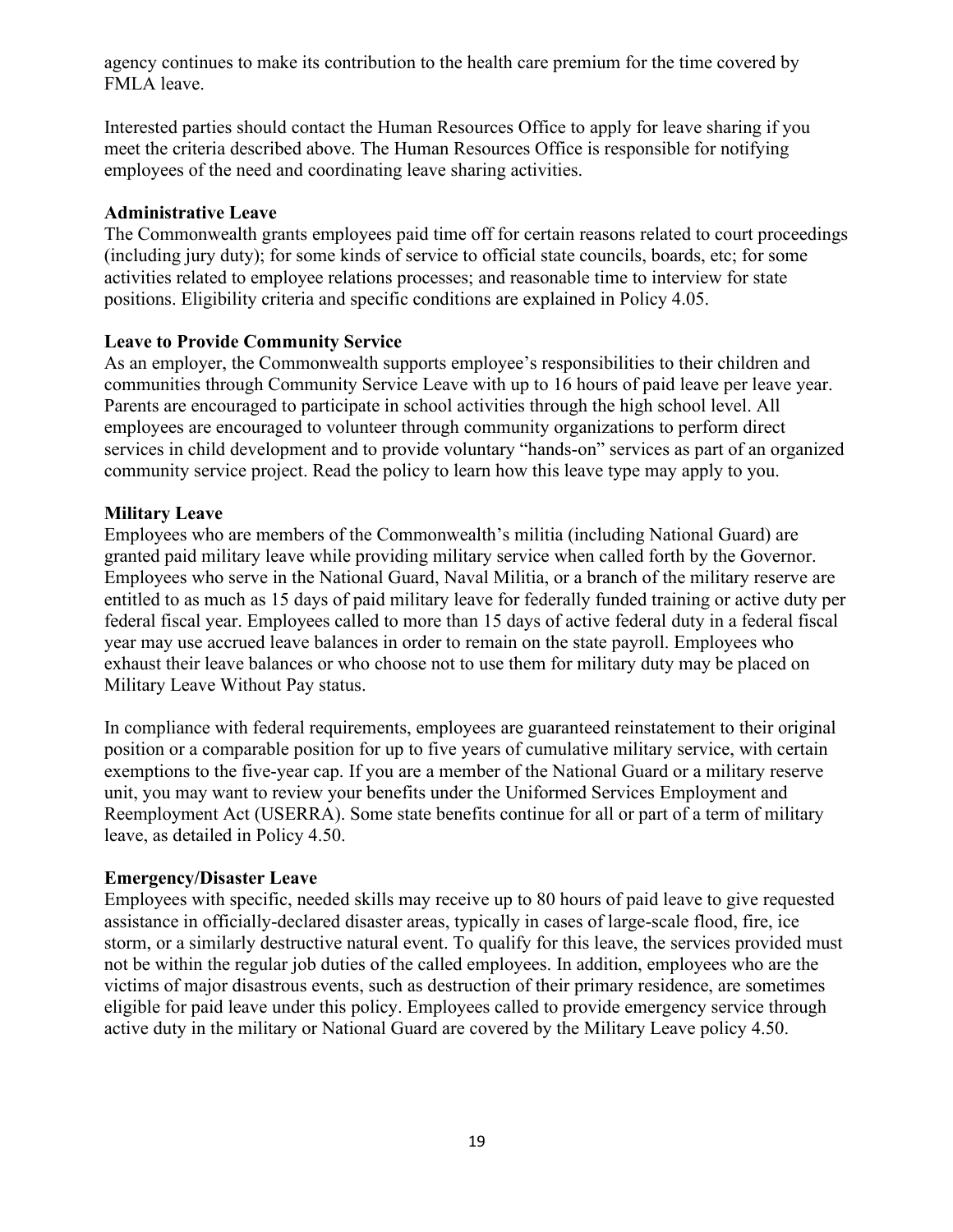agency continues to make its contribution to the health care premium for the time covered by FMLA leave.

Interested parties should contact the Human Resources Office to apply for leave sharing if you meet the criteria described above. The Human Resources Office is responsible for notifying employees of the need and coordinating leave sharing activities.

**Administrative Leave**

The Commonwealth grants employees paid time off for certain reasons related to court proceedings (including jury duty); for some kinds of service to official state councils, boards, etc; for some activities related to employee relations processes; and reasonable time to interview for state positions. Eligibility criteria and specific conditions are explained in Policy 4.05.

**Leave to Provide Community Service**

As an employer, the Commonwealth supports employee's responsibilities to their children and communities through Community Service Leave with up to 16 hours of paid leave per leave year. Parents are encouraged to participate in school activities through the high school level. All employees are encouraged to volunteer through community organizations to perform direct services in child development and to provide voluntary "hands-on" services as part of an organized community service project. Read the policy to learn how this leave type may apply to you.

**Military Leave**

Employees who are members of the Commonwealth's militia (including National Guard) are granted paid military leave while providing military service when called forth by the Governor. Employees who serve in the National Guard, Naval Militia, or a branch of the military reserve are entitled to as much as 15 days of paid military leave for federally funded training or active duty per federal fiscal year. Employees called to more than 15 days of active federal duty in a federal fiscal year may use accrued leave balances in order to remain on the state payroll. Employees who exhaust their leave balances or who choose not to use them for military duty may be placed on Military Leave Without Pay status.

In compliance with federal requirements, employees are guaranteed reinstatement to their original position or a comparable position for up to five years of cumulative military service, with certain exemptions to the five-year cap. If you are a member of the National Guard or a military reserve unit, you may want to review your benefits under the Uniformed Services Employment and Reemployment Act (USERRA). Some state benefits continue for all or part of a term of military leave, as detailed in Policy 4.50.

**Emergency/Disaster Leave**

Employees with specific, needed skills may receive up to 80 hours of paid leave to give requested assistance in officially-declared disaster areas, typically in cases of large-scale flood, fire, ice storm, or a similarly destructive natural event. To qualify for this leave, the services provided must not be within the regular job duties of the called employees. In addition, employees who are the victims of major disastrous events, such as destruction of their primary residence, are sometimes eligible for paid leave under this policy. Employees called to provide emergency service through active duty in the military or National Guard are covered by the Military Leave policy 4.50.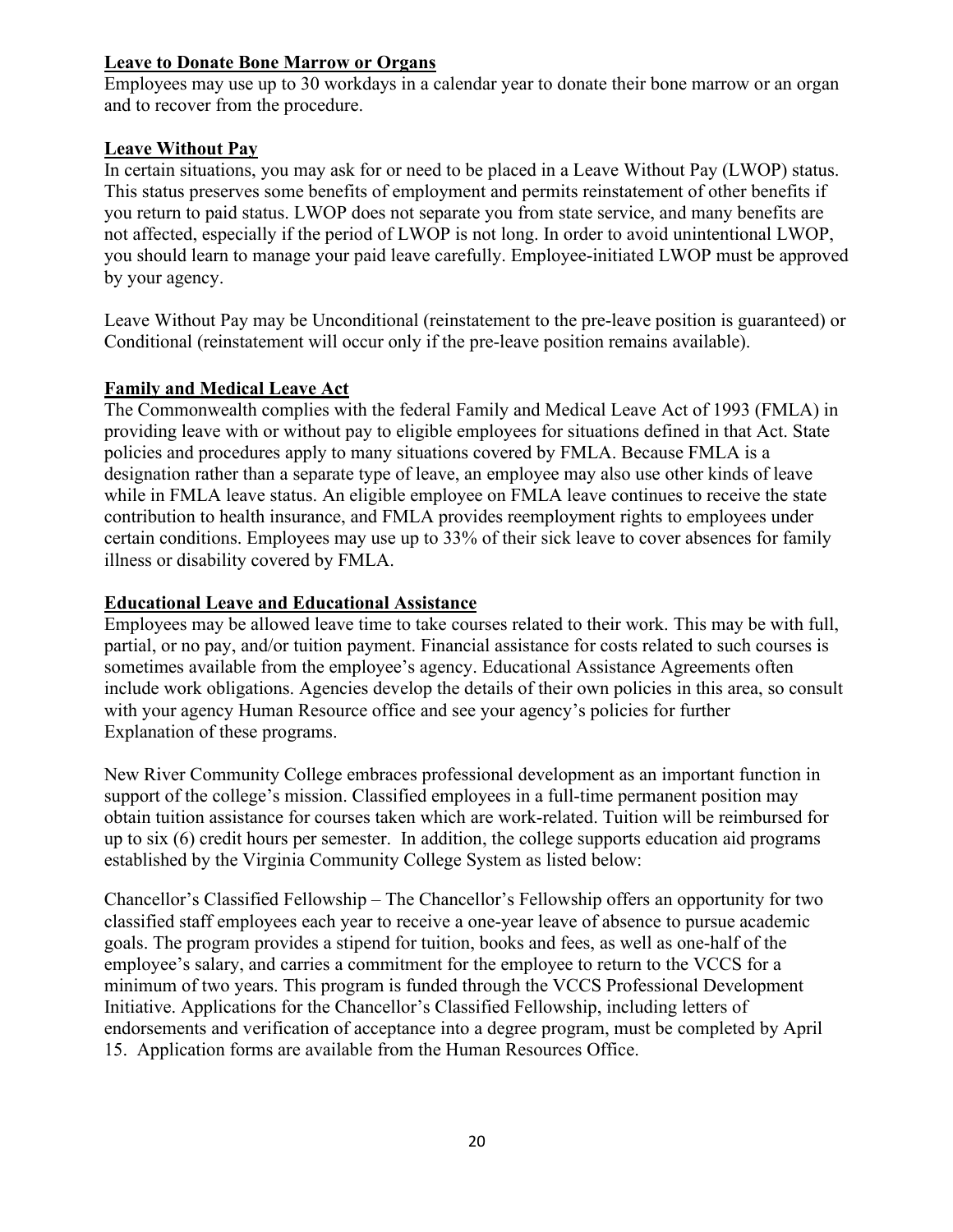**Leave to Donate Bone Marrow or Organs**

Employees may use up to 30 workdays in a calendar year to donate their bone marrow or an organ and to recover from the procedure.

**Leave Without Pay**

In certain situations, you may ask for or need to be placed in a Leave Without Pay (LWOP) status. This status preserves some benefits of employment and permits reinstatement of other benefits if you return to paid status. LWOP does not separate you from state service, and many benefits are not affected, especially if the period of LWOP is not long. In order to avoid unintentional LWOP, you should learn to manage your paid leave carefully. Employee-initiated LWOP must be approved by your agency.

Leave Without Pay may be Unconditional (reinstatement to the pre-leave position is guaranteed) or Conditional (reinstatement will occur only if the pre-leave position remains available).

**Family and Medical Leave Act**

The Commonwealth complies with the federal Family and Medical Leave Act of 1993 (FMLA) in providing leave with or without pay to eligible employees for situations defined in that Act. State policies and procedures apply to many situations covered by FMLA. Because FMLA is a designation rather than a separate type of leave, an employee may also use other kinds of leave while in FMLA leave status. An eligible employee on FMLA leave continues to receive the state contribution to health insurance, and FMLA provides reemployment rights to employees under certain conditions. Employees may use up to 33% of their sick leave to cover absences for family illness or disability covered by FMLA.

**Educational Leave and Educational Assistance**

Employees may be allowed leave time to take courses related to their work. This may be with full, partial, or no pay, and/or tuition payment. Financial assistance for costs related to such courses is sometimes available from the employee's agency. Educational Assistance Agreements often include work obligations. Agencies develop the details of their own policies in this area, so consult with your agency Human Resource office and see your agency's policies for further Explanation of these programs.

New River Community College embraces professional development as an important function in support of the college's mission. Classified employees in a full-time permanent position may obtain tuition assistance for courses taken which are work-related. Tuition will be reimbursed for up to six (6) credit hours per semester. In addition, the college supports education aid programs established by the Virginia Community College System as listed below:

Chancellor's Classified Fellowship – The Chancellor's Fellowship offers an opportunity for two classified staff employees each year to receive a one-year leave of absence to pursue academic goals. The program provides a stipend for tuition, books and fees, as well as one-half of the employee's salary, and carries a commitment for the employee to return to the VCCS for a minimum of two years. This program is funded through the VCCS Professional Development Initiative. Applications for the Chancellor's Classified Fellowship, including letters of endorsements and verification of acceptance into a degree program, must be completed by April 15. Application forms are available from the Human Resources Office.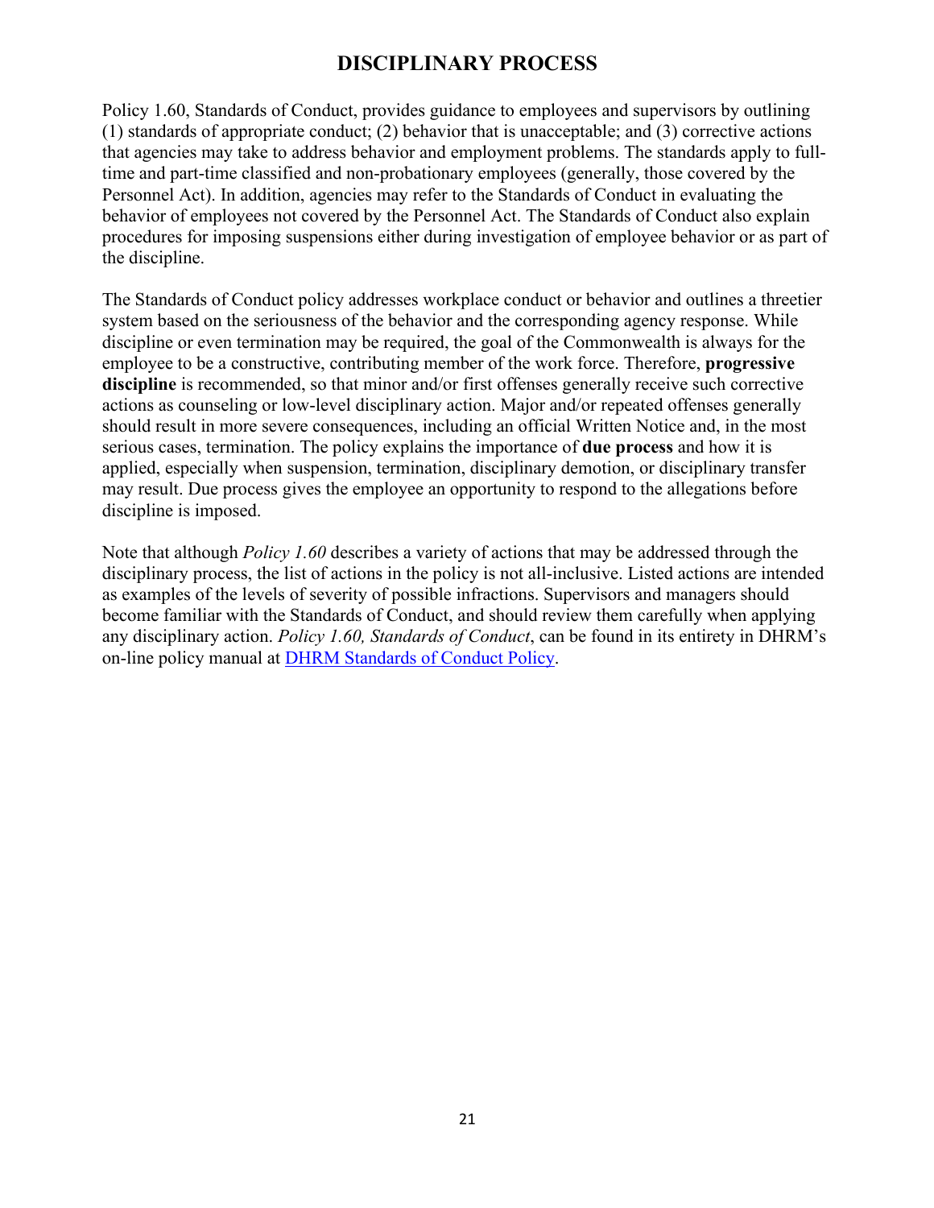# DISCIPLINARY PROCESS

Policy 1.60, Standards of Conduct, provides guidance to employees and supervisors by outlining (1) standards of appropriate conduct; (2) behavior that is unacceptable; and (3) corrective actions that agencies may take to address behavior and employment problems. The standards apply to full-time and part-time classified and non-probationary employees (generally, those covered by the Personnel Act). In addition, agencies may refer to the Standards of Conduct in evaluating the behavior of employees not covered by the Personnel Act. The Standards of Conduct also explain procedures for imposing suspensions either during investigation of employee behavior or as part of the discipline.

The Standards of Conduct policy addresses workplace conduct or behavior and outlines a threetier system based on the seriousness of the behavior and the corresponding agency response. While discipline or even termination may be required, the goal of the Commonwealth is always for the employee to be a constructive, contributing member of the work force. Therefore, **progressive discipline** is recommended, so that minor and/or first offenses generally receive such corrective actions as counseling or low-level disciplinary action. Major and/or repeated offenses generally should result in more severe consequences, including an official Written Notice and, in the most serious cases, termination. The policy explains the importance of **due process** and how it is applied, especially when suspension, termination, disciplinary demotion, or disciplinary transfer may result. Due process gives the employee an opportunity to respond to the allegations before discipline is imposed.

Note that although *Policy 1.60* describes a variety of actions that may be addressed through the disciplinary process, the list of actions in the policy is not all-inclusive. Listed actions are intended as examples of the levels of severity of possible infractions. Supervisors and managers should become familiar with the Standards of Conduct, and should review them carefully when applying any disciplinary action. *Policy 1.60, Standards of Conduct*, can be found in its entirety in DHRM's on-line policy manual at [DHRM Standards of Conduct Policy](DHRM Standards of Conduct Policy).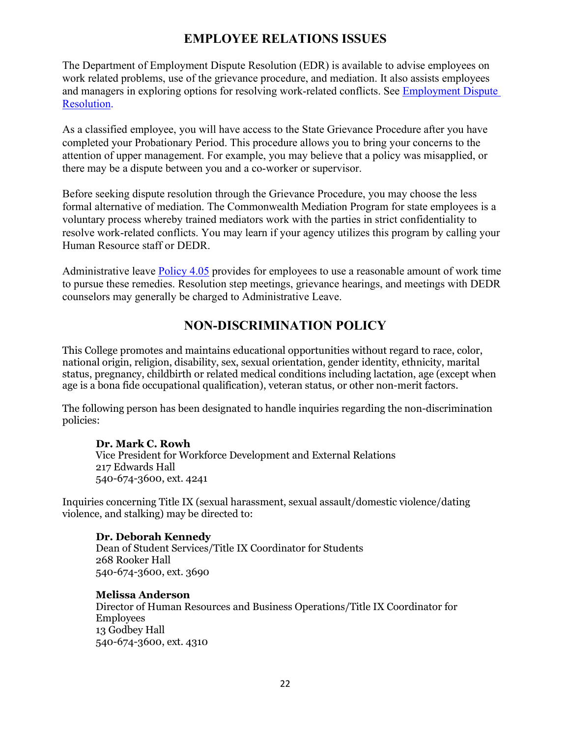## EMPLOYEE RELATIONS ISSUES

The Department of Employment Dispute Resolution (EDR) is available to advise employees on work related problems, use of the grievance procedure, and mediation. It also assists employees and managers in exploring options for resolving work-related conflicts. See [Employment Dispute Resolution](#).

As a classified employee, you will have access to the State Grievance Procedure after you have completed your Probationary Period. This procedure allows you to bring your concerns to the attention of upper management. For example, you may believe that a policy was misapplied, or there may be a dispute between you and a co-worker or supervisor.

Before seeking dispute resolution through the Grievance Procedure, you may choose the less formal alternative of mediation. The Commonwealth Mediation Program for state employees is a voluntary process whereby trained mediators work with the parties in strict confidentiality to resolve work-related conflicts. You may learn if your agency utilizes this program by calling your Human Resource staff or DEDR.

Administrative leave [Policy 4.05](#) provides for employees to use a reasonable amount of work time to pursue these remedies. Resolution step meetings, grievance hearings, and meetings with DEDR counselors may generally be charged to Administrative Leave.

## NON-DISCRIMINATION POLICY

This College promotes and maintains educational opportunities without regard to race, color, national origin, religion, disability, sex, sexual orientation, gender identity, ethnicity, marital status, pregnancy, childbirth or related medical conditions including lactation, age (except when age is a bona fide occupational qualification), veteran status, or other non-merit factors.

The following person has been designated to handle inquiries regarding the non-discrimination policies:

**Dr. Mark C. Rowh**
Vice President for Workforce Development and External Relations
217 Edwards Hall
540-674-3600, ext. 4241

Inquiries concerning Title IX (sexual harassment, sexual assault/domestic violence/dating violence, and stalking) may be directed to:

**Dr. Deborah Kennedy**
Dean of Student Services/Title IX Coordinator for Students
268 Rooker Hall
540-674-3600, ext. 3690

**Melissa Anderson**
Director of Human Resources and Business Operations/Title IX Coordinator for Employees
13 Godbey Hall
540-674-3600, ext. 4310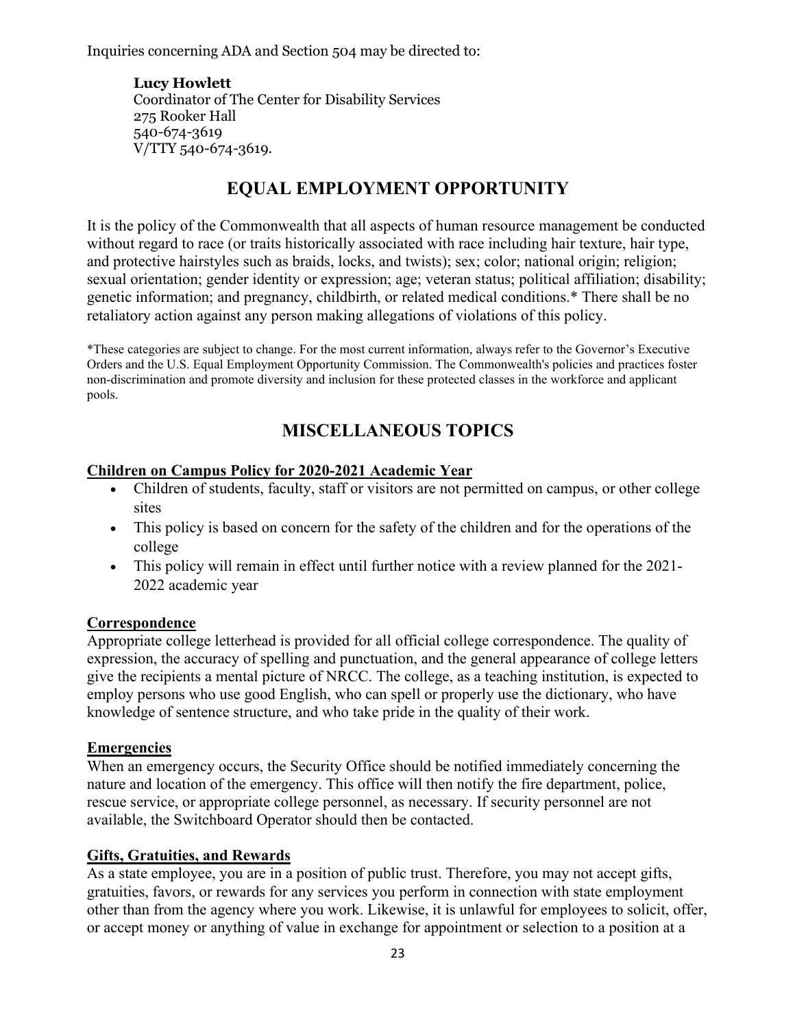Inquiries concerning ADA and Section 504 may be directed to:

**Lucy Howlett**
Coordinator of The Center for Disability Services
275 Rooker Hall
540-674-3619
V/TTY 540-674-3619.

## EQUAL EMPLOYMENT OPPORTUNITY

It is the policy of the Commonwealth that all aspects of human resource management be conducted without regard to race (or traits historically associated with race including hair texture, hair type, and protective hairstyles such as braids, locks, and twists); sex; color; national origin; religion; sexual orientation; gender identity or expression; age; veteran status; political affiliation; disability; genetic information; and pregnancy, childbirth, or related medical conditions.* There shall be no retaliatory action against any person making allegations of violations of this policy.

*These categories are subject to change. For the most current information, always refer to the Governor's Executive Orders and the U.S. Equal Employment Opportunity Commission. The Commonwealth's policies and practices foster non-discrimination and promote diversity and inclusion for these protected classes in the workforce and applicant pools.

## MISCELLANEOUS TOPICS

### Children on Campus Policy for 2020-2021 Academic Year

- Children of students, faculty, staff or visitors are not permitted on campus, or other college sites
- This policy is based on concern for the safety of the children and for the operations of the college
- This policy will remain in effect until further notice with a review planned for the 2021-2022 academic year

### Correspondence

Appropriate college letterhead is provided for all official college correspondence. The quality of expression, the accuracy of spelling and punctuation, and the general appearance of college letters give the recipients a mental picture of NRCC. The college, as a teaching institution, is expected to employ persons who use good English, who can spell or properly use the dictionary, who have knowledge of sentence structure, and who take pride in the quality of their work.

### Emergencies

When an emergency occurs, the Security Office should be notified immediately concerning the nature and location of the emergency. This office will then notify the fire department, police, rescue service, or appropriate college personnel, as necessary. If security personnel are not available, the Switchboard Operator should then be contacted.

### Gifts, Gratuities, and Rewards

As a state employee, you are in a position of public trust. Therefore, you may not accept gifts, gratuities, favors, or rewards for any services you perform in connection with state employment other than from the agency where you work. Likewise, it is unlawful for employees to solicit, offer, or accept money or anything of value in exchange for appointment or selection to a position at a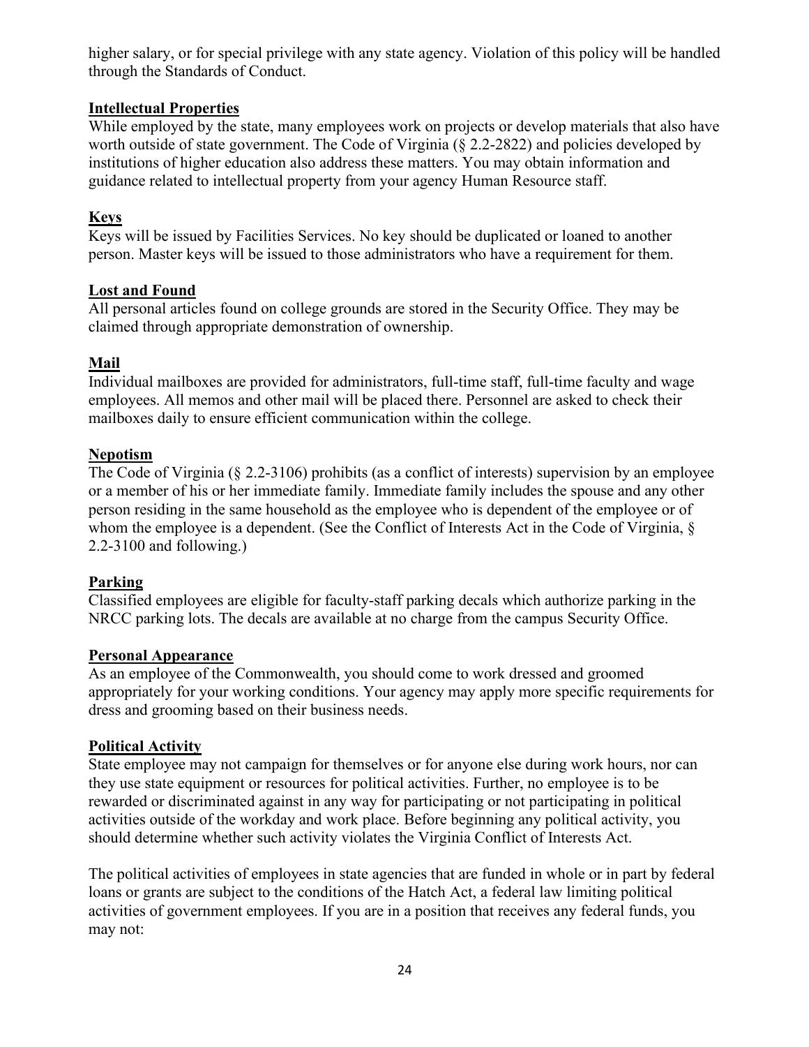higher salary, or for special privilege with any state agency. Violation of this policy will be handled through the Standards of Conduct.

**Intellectual Properties**

While employed by the state, many employees work on projects or develop materials that also have worth outside of state government. The Code of Virginia (§ 2.2-2822) and policies developed by institutions of higher education also address these matters. You may obtain information and guidance related to intellectual property from your agency Human Resource staff.

**Keys**

Keys will be issued by Facilities Services. No key should be duplicated or loaned to another person. Master keys will be issued to those administrators who have a requirement for them.

**Lost and Found**

All personal articles found on college grounds are stored in the Security Office. They may be claimed through appropriate demonstration of ownership.

**Mail**

Individual mailboxes are provided for administrators, full-time staff, full-time faculty and wage employees. All memos and other mail will be placed there. Personnel are asked to check their mailboxes daily to ensure efficient communication within the college.

**Nepotism**

The Code of Virginia (§ 2.2-3106) prohibits (as a conflict of interests) supervision by an employee or a member of his or her immediate family. Immediate family includes the spouse and any other person residing in the same household as the employee who is dependent of the employee or of whom the employee is a dependent. (See the Conflict of Interests Act in the Code of Virginia, § 2.2-3100 and following.)

**Parking**

Classified employees are eligible for faculty-staff parking decals which authorize parking in the NRCC parking lots. The decals are available at no charge from the campus Security Office.

**Personal Appearance**

As an employee of the Commonwealth, you should come to work dressed and groomed appropriately for your working conditions. Your agency may apply more specific requirements for dress and grooming based on their business needs.

**Political Activity**

State employee may not campaign for themselves or for anyone else during work hours, nor can they use state equipment or resources for political activities. Further, no employee is to be rewarded or discriminated against in any way for participating or not participating in political activities outside of the workday and work place. Before beginning any political activity, you should determine whether such activity violates the Virginia Conflict of Interests Act.

The political activities of employees in state agencies that are funded in whole or in part by federal loans or grants are subject to the conditions of the Hatch Act, a federal law limiting political activities of government employees. If you are in a position that receives any federal funds, you may not: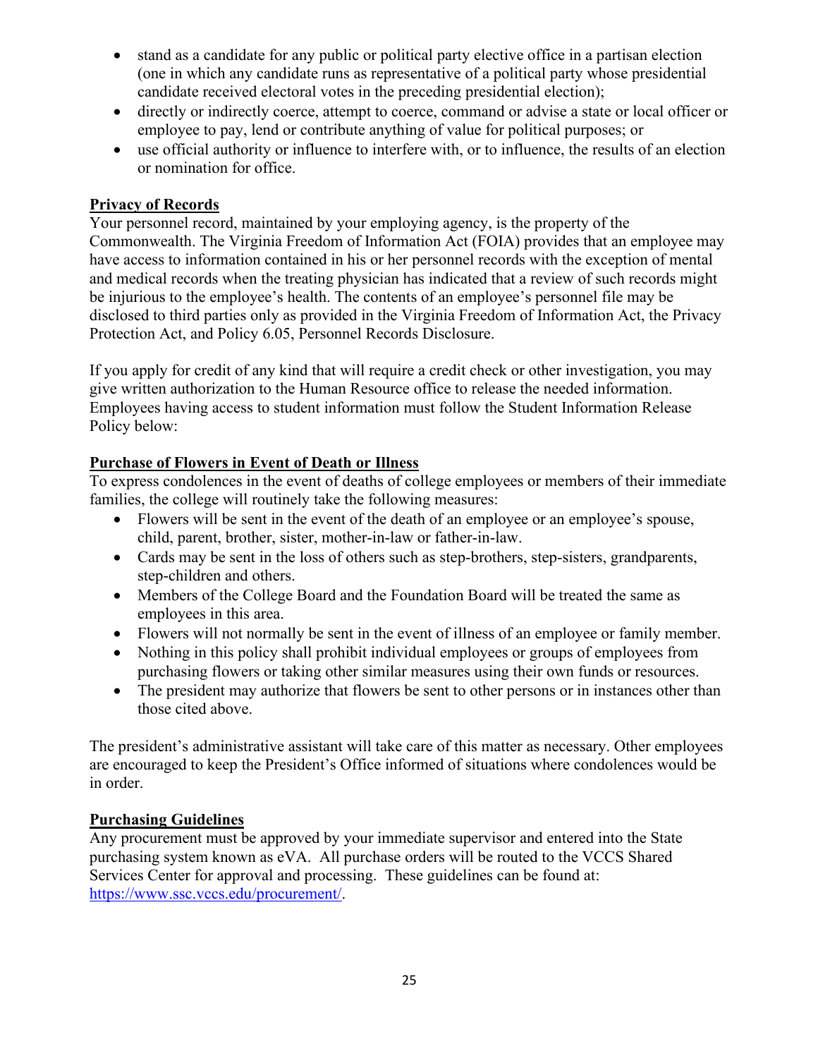- stand as a candidate for any public or political party elective office in a partisan election (one in which any candidate runs as representative of a political party whose presidential candidate received electoral votes in the preceding presidential election);
- directly or indirectly coerce, attempt to coerce, command or advise a state or local officer or employee to pay, lend or contribute anything of value for political purposes; or
- use official authority or influence to interfere with, or to influence, the results of an election or nomination for office.

**Privacy of Records**

Your personnel record, maintained by your employing agency, is the property of the Commonwealth. The Virginia Freedom of Information Act (FOIA) provides that an employee may have access to information contained in his or her personnel records with the exception of mental and medical records when the treating physician has indicated that a review of such records might be injurious to the employee's health. The contents of an employee's personnel file may be disclosed to third parties only as provided in the Virginia Freedom of Information Act, the Privacy Protection Act, and Policy 6.05, Personnel Records Disclosure.

If you apply for credit of any kind that will require a credit check or other investigation, you may give written authorization to the Human Resource office to release the needed information. Employees having access to student information must follow the Student Information Release Policy below:

**Purchase of Flowers in Event of Death or Illness**

To express condolences in the event of deaths of college employees or members of their immediate families, the college will routinely take the following measures:

- Flowers will be sent in the event of the death of an employee or an employee's spouse, child, parent, brother, sister, mother-in-law or father-in-law.
- Cards may be sent in the loss of others such as step-brothers, step-sisters, grandparents, step-children and others.
- Members of the College Board and the Foundation Board will be treated the same as employees in this area.
- Flowers will not normally be sent in the event of illness of an employee or family member.
- Nothing in this policy shall prohibit individual employees or groups of employees from purchasing flowers or taking other similar measures using their own funds or resources.
- The president may authorize that flowers be sent to other persons or in instances other than those cited above.

The president's administrative assistant will take care of this matter as necessary. Other employees are encouraged to keep the President's Office informed of situations where condolences would be in order.

**Purchasing Guidelines**

Any procurement must be approved by your immediate supervisor and entered into the State purchasing system known as eVA. All purchase orders will be routed to the VCCS Shared Services Center for approval and processing. These guidelines can be found at: https://www.ssc.vccs.edu/procurement/.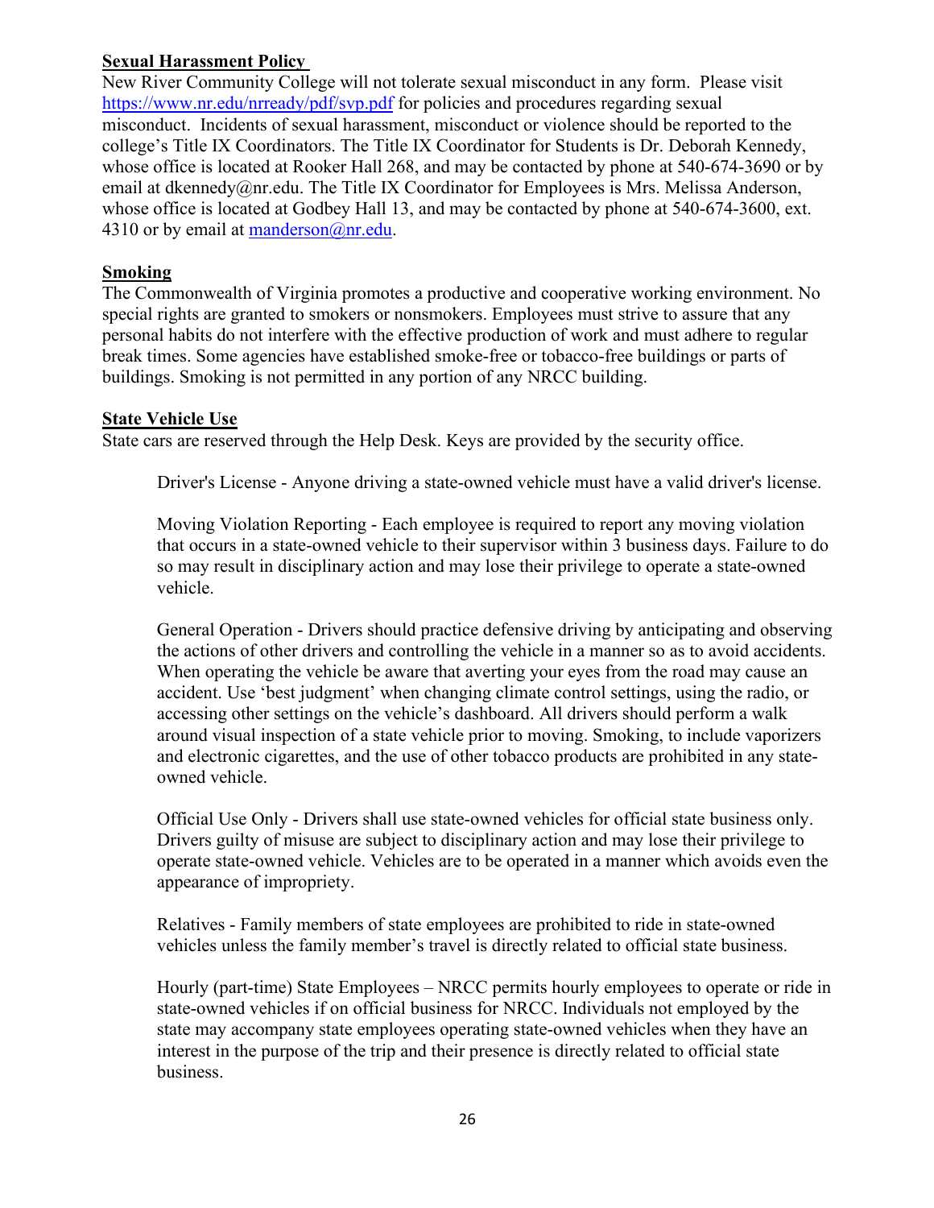## Sexual Harassment Policy

New River Community College will not tolerate sexual misconduct in any form. Please visit [https://www.nr.edu/nrready/pdf/svp.pdf](https://www.nr.edu/nrready/pdf/svp.pdf) for policies and procedures regarding sexual misconduct. Incidents of sexual harassment, misconduct or violence should be reported to the college's Title IX Coordinators. The Title IX Coordinator for Students is Dr. Deborah Kennedy, whose office is located at Rooker Hall 268, and may be contacted by phone at 540-674-3690 or by email at dkennedy@nr.edu. The Title IX Coordinator for Employees is Mrs. Melissa Anderson, whose office is located at Godbey Hall 13, and may be contacted by phone at 540-674-3600, ext. 4310 or by email at [manderson@nr.edu](mailto:manderson@nr.edu).

## Smoking

The Commonwealth of Virginia promotes a productive and cooperative working environment. No special rights are granted to smokers or nonsmokers. Employees must strive to assure that any personal habits do not interfere with the effective production of work and must adhere to regular break times. Some agencies have established smoke-free or tobacco-free buildings or parts of buildings. Smoking is not permitted in any portion of any NRCC building.

## State Vehicle Use

State cars are reserved through the Help Desk. Keys are provided by the security office.

Driver's License - Anyone driving a state-owned vehicle must have a valid driver's license.

Moving Violation Reporting - Each employee is required to report any moving violation that occurs in a state-owned vehicle to their supervisor within 3 business days. Failure to do so may result in disciplinary action and may lose their privilege to operate a state-owned vehicle.

General Operation - Drivers should practice defensive driving by anticipating and observing the actions of other drivers and controlling the vehicle in a manner so as to avoid accidents. When operating the vehicle be aware that averting your eyes from the road may cause an accident. Use 'best judgment' when changing climate control settings, using the radio, or accessing other settings on the vehicle's dashboard. All drivers should perform a walk around visual inspection of a state vehicle prior to moving. Smoking, to include vaporizers and electronic cigarettes, and the use of other tobacco products are prohibited in any state-owned vehicle.

Official Use Only - Drivers shall use state-owned vehicles for official state business only. Drivers guilty of misuse are subject to disciplinary action and may lose their privilege to operate state-owned vehicle. Vehicles are to be operated in a manner which avoids even the appearance of impropriety.

Relatives - Family members of state employees are prohibited to ride in state-owned vehicles unless the family member's travel is directly related to official state business.

Hourly (part-time) State Employees – NRCC permits hourly employees to operate or ride in state-owned vehicles if on official business for NRCC. Individuals not employed by the state may accompany state employees operating state-owned vehicles when they have an interest in the purpose of the trip and their presence is directly related to official state business.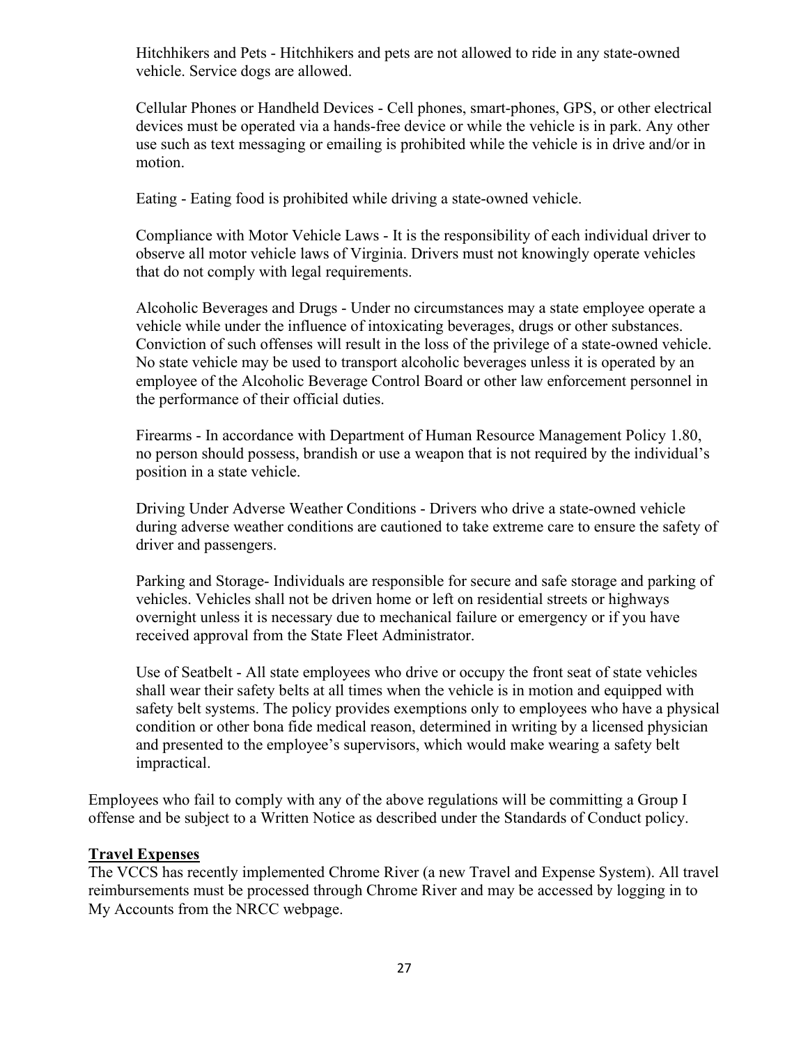Hitchhikers and Pets - Hitchhikers and pets are not allowed to ride in any state-owned vehicle. Service dogs are allowed.

Cellular Phones or Handheld Devices - Cell phones, smart-phones, GPS, or other electrical devices must be operated via a hands-free device or while the vehicle is in park. Any other use such as text messaging or emailing is prohibited while the vehicle is in drive and/or in motion.

Eating - Eating food is prohibited while driving a state-owned vehicle.

Compliance with Motor Vehicle Laws - It is the responsibility of each individual driver to observe all motor vehicle laws of Virginia. Drivers must not knowingly operate vehicles that do not comply with legal requirements.

Alcoholic Beverages and Drugs - Under no circumstances may a state employee operate a vehicle while under the influence of intoxicating beverages, drugs or other substances. Conviction of such offenses will result in the loss of the privilege of a state-owned vehicle. No state vehicle may be used to transport alcoholic beverages unless it is operated by an employee of the Alcoholic Beverage Control Board or other law enforcement personnel in the performance of their official duties.

Firearms - In accordance with Department of Human Resource Management Policy 1.80, no person should possess, brandish or use a weapon that is not required by the individual's position in a state vehicle.

Driving Under Adverse Weather Conditions - Drivers who drive a state-owned vehicle during adverse weather conditions are cautioned to take extreme care to ensure the safety of driver and passengers.

Parking and Storage- Individuals are responsible for secure and safe storage and parking of vehicles. Vehicles shall not be driven home or left on residential streets or highways overnight unless it is necessary due to mechanical failure or emergency or if you have received approval from the State Fleet Administrator.

Use of Seatbelt - All state employees who drive or occupy the front seat of state vehicles shall wear their safety belts at all times when the vehicle is in motion and equipped with safety belt systems. The policy provides exemptions only to employees who have a physical condition or other bona fide medical reason, determined in writing by a licensed physician and presented to the employee's supervisors, which would make wearing a safety belt impractical.

Employees who fail to comply with any of the above regulations will be committing a Group I offense and be subject to a Written Notice as described under the Standards of Conduct policy.

**Travel Expenses**

The VCCS has recently implemented Chrome River (a new Travel and Expense System). All travel reimbursements must be processed through Chrome River and may be accessed by logging in to My Accounts from the NRCC webpage.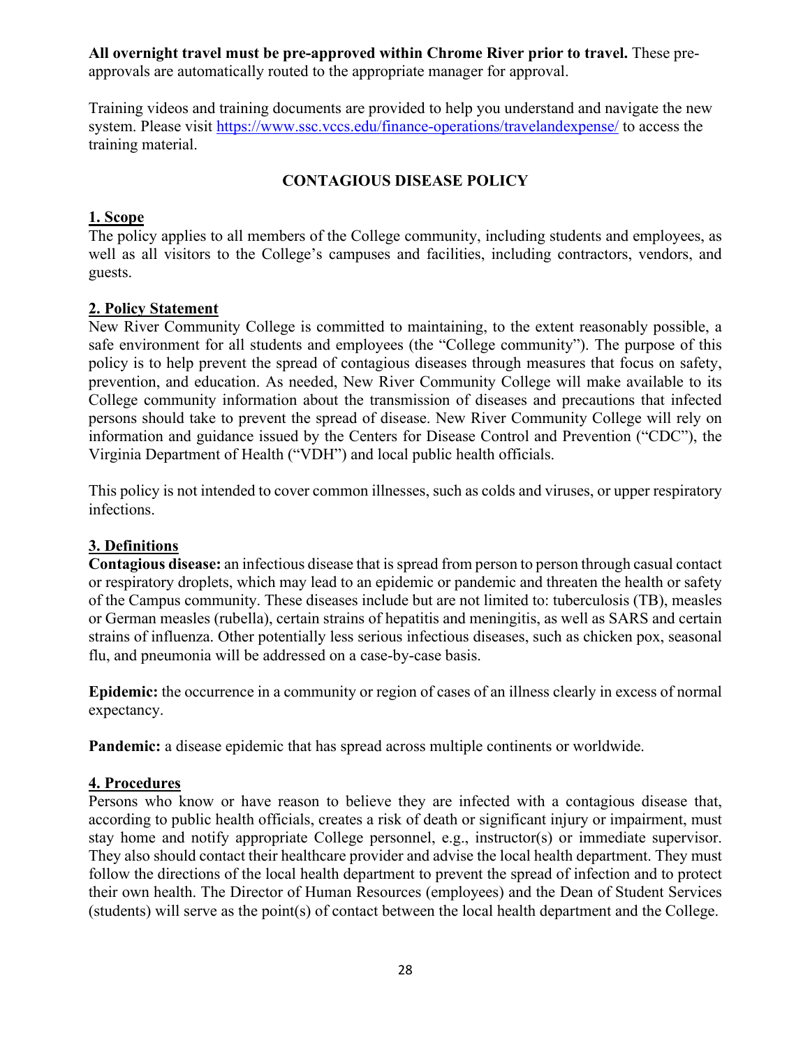**All overnight travel must be pre-approved within Chrome River prior to travel.** These pre-approvals are automatically routed to the appropriate manager for approval.

Training videos and training documents are provided to help you understand and navigate the new system. Please visit [https://www.ssc.vccs.edu/finance-operations/travelandexpense/](https://www.ssc.vccs.edu/finance-operations/travelandexpense/) to access the training material.

## CONTAGIOUS DISEASE POLICY

### 1. Scope

The policy applies to all members of the College community, including students and employees, as well as all visitors to the College's campuses and facilities, including contractors, vendors, and guests.

### 2. Policy Statement

New River Community College is committed to maintaining, to the extent reasonably possible, a safe environment for all students and employees (the "College community"). The purpose of this policy is to help prevent the spread of contagious diseases through measures that focus on safety, prevention, and education. As needed, New River Community College will make available to its College community information about the transmission of diseases and precautions that infected persons should take to prevent the spread of disease. New River Community College will rely on information and guidance issued by the Centers for Disease Control and Prevention ("CDC"), the Virginia Department of Health ("VDH") and local public health officials.

This policy is not intended to cover common illnesses, such as colds and viruses, or upper respiratory infections.

### 3. Definitions

**Contagious disease:** an infectious disease that is spread from person to person through casual contact or respiratory droplets, which may lead to an epidemic or pandemic and threaten the health or safety of the Campus community. These diseases include but are not limited to: tuberculosis (TB), measles or German measles (rubella), certain strains of hepatitis and meningitis, as well as SARS and certain strains of influenza. Other potentially less serious infectious diseases, such as chicken pox, seasonal flu, and pneumonia will be addressed on a case-by-case basis.

**Epidemic:** the occurrence in a community or region of cases of an illness clearly in excess of normal expectancy.

**Pandemic:** a disease epidemic that has spread across multiple continents or worldwide.

### 4. Procedures

Persons who know or have reason to believe they are infected with a contagious disease that, according to public health officials, creates a risk of death or significant injury or impairment, must stay home and notify appropriate College personnel, e.g., instructor(s) or immediate supervisor. They also should contact their healthcare provider and advise the local health department. They must follow the directions of the local health department to prevent the spread of infection and to protect their own health. The Director of Human Resources (employees) and the Dean of Student Services (students) will serve as the point(s) of contact between the local health department and the College.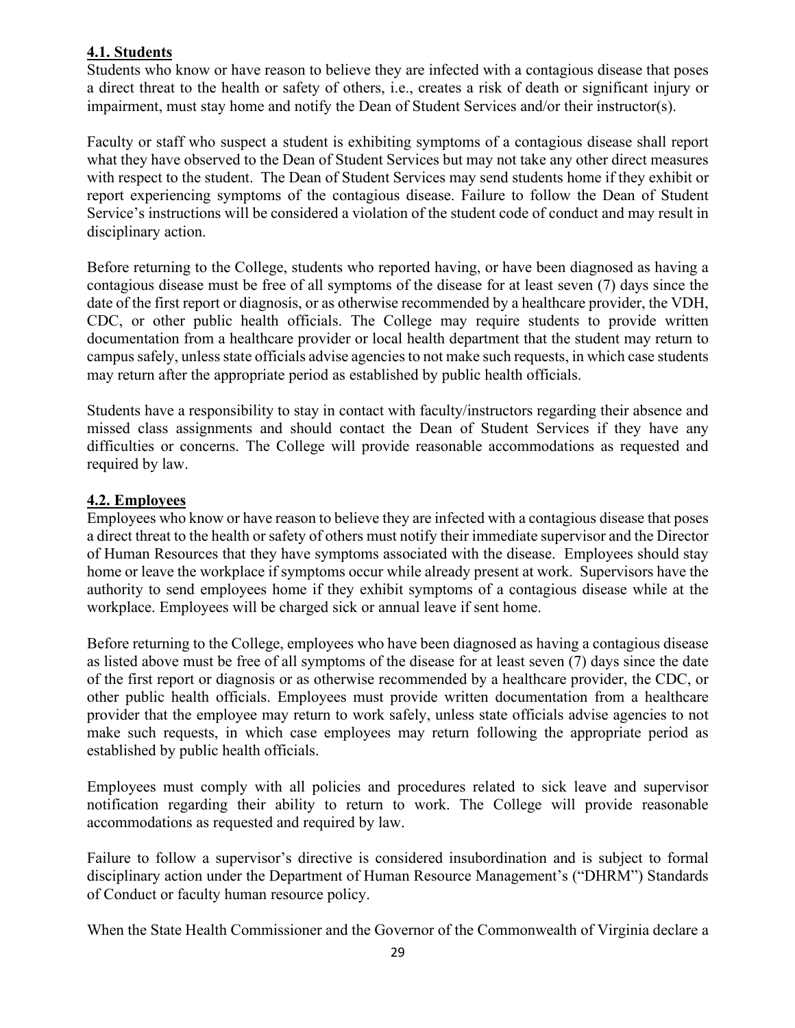### **4.1. Students**

Students who know or have reason to believe they are infected with a contagious disease that poses a direct threat to the health or safety of others, i.e., creates a risk of death or significant injury or impairment, must stay home and notify the Dean of Student Services and/or their instructor(s).

Faculty or staff who suspect a student is exhibiting symptoms of a contagious disease shall report what they have observed to the Dean of Student Services but may not take any other direct measures with respect to the student. The Dean of Student Services may send students home if they exhibit or report experiencing symptoms of the contagious disease. Failure to follow the Dean of Student Service's instructions will be considered a violation of the student code of conduct and may result in disciplinary action.

Before returning to the College, students who reported having, or have been diagnosed as having a contagious disease must be free of all symptoms of the disease for at least seven (7) days since the date of the first report or diagnosis, or as otherwise recommended by a healthcare provider, the VDH, CDC, or other public health officials. The College may require students to provide written documentation from a healthcare provider or local health department that the student may return to campus safely, unless state officials advise agencies to not make such requests, in which case students may return after the appropriate period as established by public health officials.

Students have a responsibility to stay in contact with faculty/instructors regarding their absence and missed class assignments and should contact the Dean of Student Services if they have any difficulties or concerns. The College will provide reasonable accommodations as requested and required by law.

### **4.2. Employees**

Employees who know or have reason to believe they are infected with a contagious disease that poses a direct threat to the health or safety of others must notify their immediate supervisor and the Director of Human Resources that they have symptoms associated with the disease. Employees should stay home or leave the workplace if symptoms occur while already present at work. Supervisors have the authority to send employees home if they exhibit symptoms of a contagious disease while at the workplace. Employees will be charged sick or annual leave if sent home.

Before returning to the College, employees who have been diagnosed as having a contagious disease as listed above must be free of all symptoms of the disease for at least seven (7) days since the date of the first report or diagnosis or as otherwise recommended by a healthcare provider, the CDC, or other public health officials. Employees must provide written documentation from a healthcare provider that the employee may return to work safely, unless state officials advise agencies to not make such requests, in which case employees may return following the appropriate period as established by public health officials.

Employees must comply with all policies and procedures related to sick leave and supervisor notification regarding their ability to return to work. The College will provide reasonable accommodations as requested and required by law.

Failure to follow a supervisor's directive is considered insubordination and is subject to formal disciplinary action under the Department of Human Resource Management's ("DHRM") Standards of Conduct or faculty human resource policy.

When the State Health Commissioner and the Governor of the Commonwealth of Virginia declare a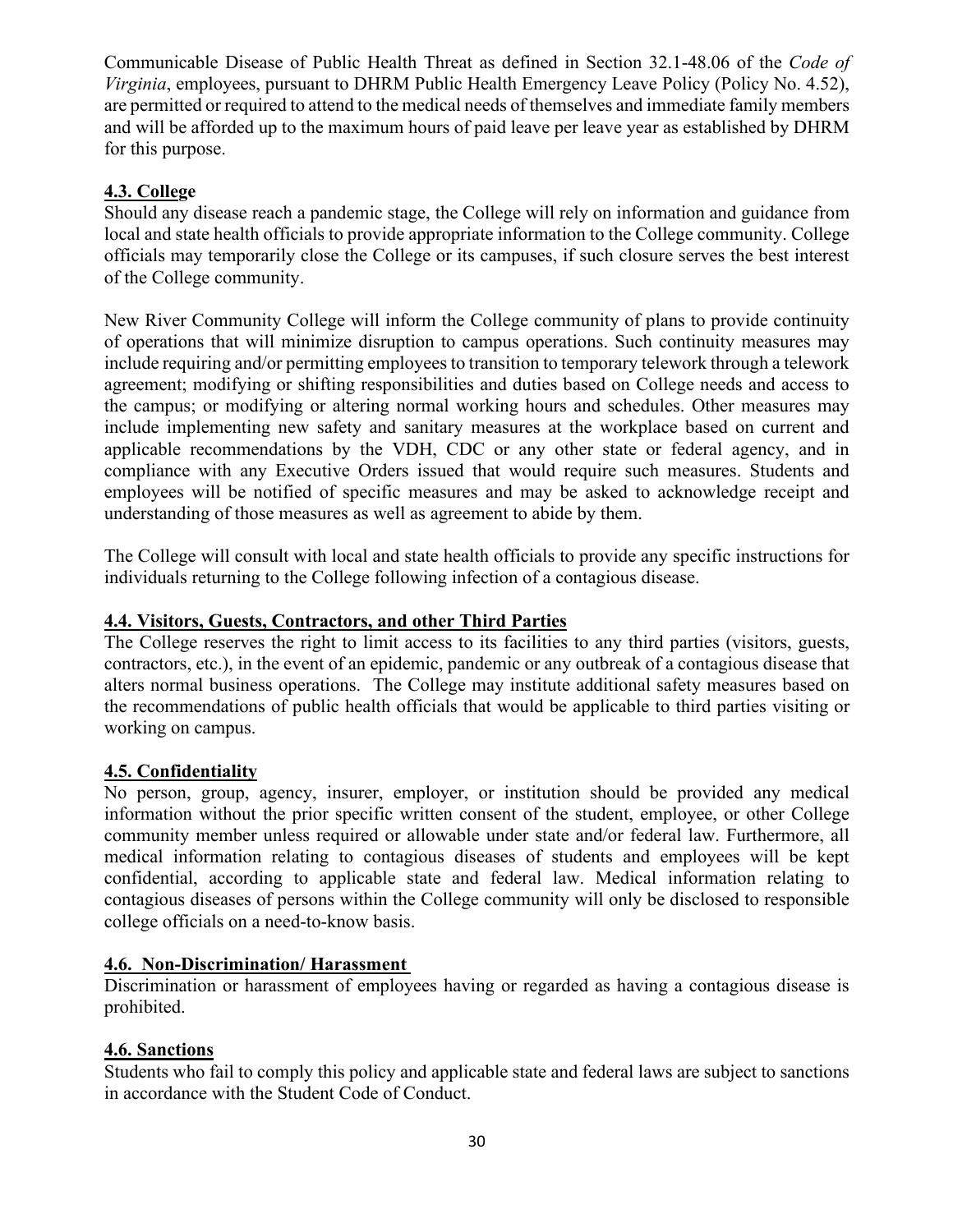Communicable Disease of Public Health Threat as defined in Section 32.1-48.06 of the *Code of Virginia*, employees, pursuant to DHRM Public Health Emergency Leave Policy (Policy No. 4.52), are permitted or required to attend to the medical needs of themselves and immediate family members and will be afforded up to the maximum hours of paid leave per leave year as established by DHRM for this purpose.

### 4.3. College

Should any disease reach a pandemic stage, the College will rely on information and guidance from local and state health officials to provide appropriate information to the College community. College officials may temporarily close the College or its campuses, if such closure serves the best interest of the College community.

New River Community College will inform the College community of plans to provide continuity of operations that will minimize disruption to campus operations. Such continuity measures may include requiring and/or permitting employees to transition to temporary telework through a telework agreement; modifying or shifting responsibilities and duties based on College needs and access to the campus; or modifying or altering normal working hours and schedules. Other measures may include implementing new safety and sanitary measures at the workplace based on current and applicable recommendations by the VDH, CDC or any other state or federal agency, and in compliance with any Executive Orders issued that would require such measures. Students and employees will be notified of specific measures and may be asked to acknowledge receipt and understanding of those measures as well as agreement to abide by them.

The College will consult with local and state health officials to provide any specific instructions for individuals returning to the College following infection of a contagious disease.

### 4.4. Visitors, Guests, Contractors, and other Third Parties

The College reserves the right to limit access to its facilities to any third parties (visitors, guests, contractors, etc.), in the event of an epidemic, pandemic or any outbreak of a contagious disease that alters normal business operations. The College may institute additional safety measures based on the recommendations of public health officials that would be applicable to third parties visiting or working on campus.

### 4.5. Confidentiality

No person, group, agency, insurer, employer, or institution should be provided any medical information without the prior specific written consent of the student, employee, or other College community member unless required or allowable under state and/or federal law. Furthermore, all medical information relating to contagious diseases of students and employees will be kept confidential, according to applicable state and federal law. Medical information relating to contagious diseases of persons within the College community will only be disclosed to responsible college officials on a need-to-know basis.

### 4.6. Non-Discrimination/ Harassment

Discrimination or harassment of employees having or regarded as having a contagious disease is prohibited.

### 4.6. Sanctions

Students who fail to comply this policy and applicable state and federal laws are subject to sanctions in accordance with the Student Code of Conduct.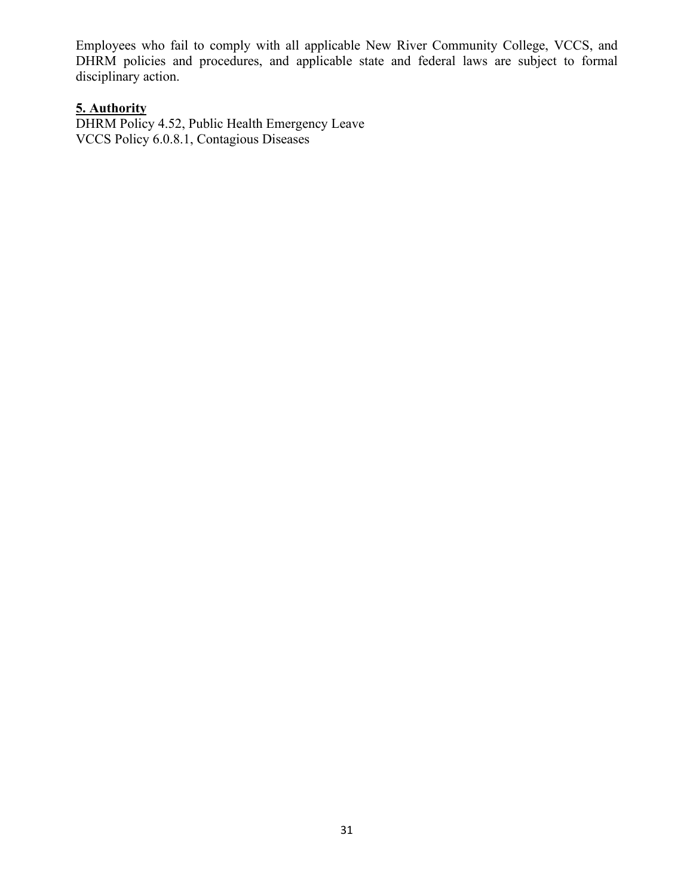Employees who fail to comply with all applicable New River Community College, VCCS, and DHRM policies and procedures, and applicable state and federal laws are subject to formal disciplinary action.

## 5. Authority

DHRM Policy 4.52, Public Health Emergency Leave
VCCS Policy 6.0.8.1, Contagious Diseases